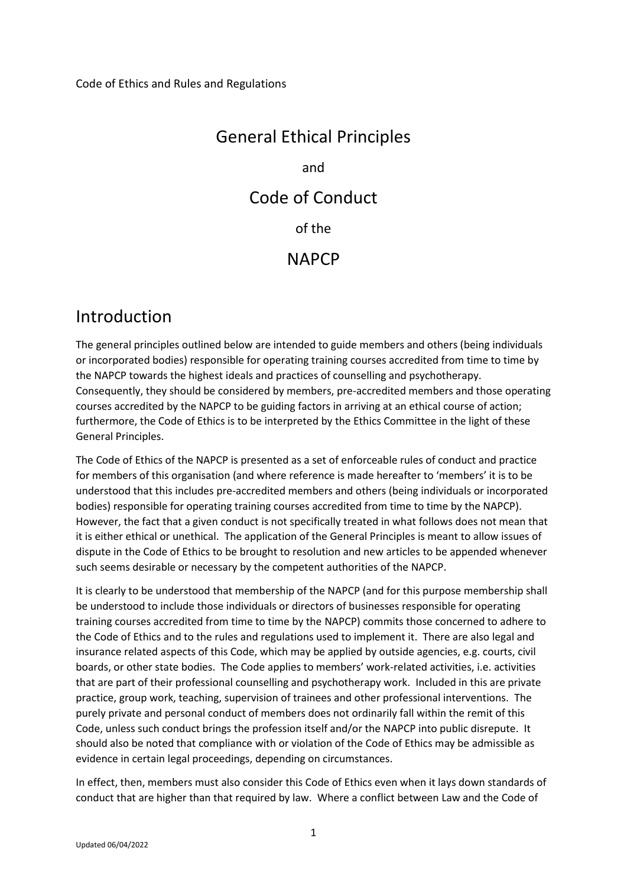Code of Ethics and Rules and Regulations

# General Ethical Principles

and

# Code of Conduct

of the

# NAPCP

## Introduction

The general principles outlined below are intended to guide members and others (being individuals or incorporated bodies) responsible for operating training courses accredited from time to time by the NAPCP towards the highest ideals and practices of counselling and psychotherapy. Consequently, they should be considered by members, pre-accredited members and those operating courses accredited by the NAPCP to be guiding factors in arriving at an ethical course of action; furthermore, the Code of Ethics is to be interpreted by the Ethics Committee in the light of these General Principles.

The Code of Ethics of the NAPCP is presented as a set of enforceable rules of conduct and practice for members of this organisation (and where reference is made hereafter to 'members' it is to be understood that this includes pre-accredited members and others (being individuals or incorporated bodies) responsible for operating training courses accredited from time to time by the NAPCP). However, the fact that a given conduct is not specifically treated in what follows does not mean that it is either ethical or unethical. The application of the General Principles is meant to allow issues of dispute in the Code of Ethics to be brought to resolution and new articles to be appended whenever such seems desirable or necessary by the competent authorities of the NAPCP.

It is clearly to be understood that membership of the NAPCP (and for this purpose membership shall be understood to include those individuals or directors of businesses responsible for operating training courses accredited from time to time by the NAPCP) commits those concerned to adhere to the Code of Ethics and to the rules and regulations used to implement it. There are also legal and insurance related aspects of this Code, which may be applied by outside agencies, e.g. courts, civil boards, or other state bodies. The Code applies to members' work-related activities, i.e. activities that are part of their professional counselling and psychotherapy work. Included in this are private practice, group work, teaching, supervision of trainees and other professional interventions. The purely private and personal conduct of members does not ordinarily fall within the remit of this Code, unless such conduct brings the profession itself and/or the NAPCP into public disrepute. It should also be noted that compliance with or violation of the Code of Ethics may be admissible as evidence in certain legal proceedings, depending on circumstances.

In effect, then, members must also consider this Code of Ethics even when it lays down standards of conduct that are higher than that required by law. Where a conflict between Law and the Code of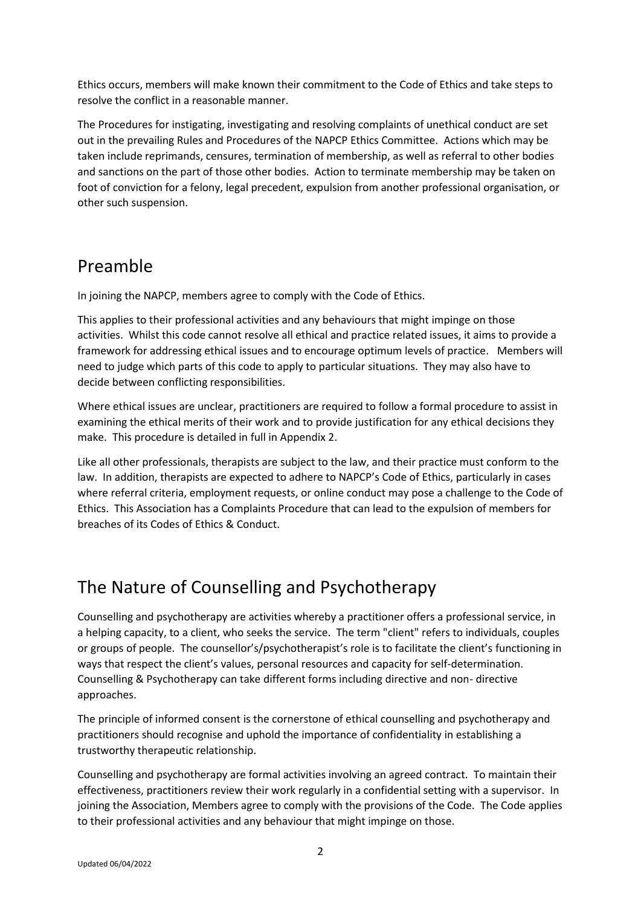Ethics occurs, members will make known their commitment to the Code of Ethics and take steps to resolve the conflict in a reasonable manner.

The Procedures for instigating, investigating and resolving complaints of unethical conduct are set out in the prevailing Rules and Procedures of the NAPCP Ethics Committee. Actions which may be taken include reprimands, censures, termination of membership, as well as referral to other bodies and sanctions on the part of those other bodies. Action to terminate membership may be taken on foot of conviction for a felony, legal precedent, expulsion from another professional organisation, or other such suspension.

# Preamble

In joining the NAPCP, members agree to comply with the Code of Ethics.

This applies to their professional activities and any behaviours that might impinge on those activities. Whilst this code cannot resolve all ethical and practice related issues, it aims to provide a framework for addressing ethical issues and to encourage optimum levels of practice. Members will need to judge which parts of this code to apply to particular situations. They may also have to decide between conflicting responsibilities.

Where ethical issues are unclear, practitioners are required to follow a formal procedure to assist in examining the ethical merits of their work and to provide justification for any ethical decisions they make. This procedure is detailed in full in Appendix 2.

Like all other professionals, therapists are subject to the law, and their practice must conform to the law. In addition, therapists are expected to adhere to NAPCP's Code of Ethics, particularly in cases where referral criteria, employment requests, or online conduct may pose a challenge to the Code of Ethics. This Association has a Complaints Procedure that can lead to the expulsion of members for breaches of its Codes of Ethics & Conduct.

# The Nature of Counselling and Psychotherapy

Counselling and psychotherapy are activities whereby a practitioner offers a professional service, in a helping capacity, to a client, who seeks the service. The term "client" refers to individuals, couples or groups of people. The counsellor's/psychotherapist's role is to facilitate the client's functioning in ways that respect the client's values, personal resources and capacity for self-determination. Counselling & Psychotherapy can take different forms including directive and non- directive approaches.

The principle of informed consent is the cornerstone of ethical counselling and psychotherapy and practitioners should recognise and uphold the importance of confidentiality in establishing a trustworthy therapeutic relationship.

Counselling and psychotherapy are formal activities involving an agreed contract. To maintain their effectiveness, practitioners review their work regularly in a confidential setting with a supervisor. In joining the Association, Members agree to comply with the provisions of the Code. The Code applies to their professional activities and any behaviour that might impinge on those.

Updated 06/04/2022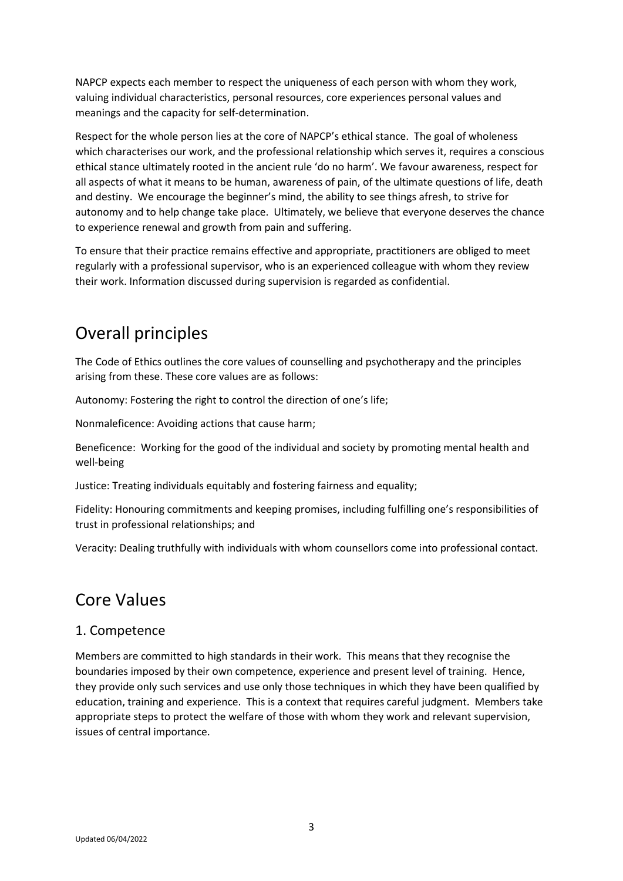NAPCP expects each member to respect the uniqueness of each person with whom they work, valuing individual characteristics, personal resources, core experiences personal values and meanings and the capacity for self-determination.

Respect for the whole person lies at the core of NAPCP's ethical stance. The goal of wholeness which characterises our work, and the professional relationship which serves it, requires a conscious ethical stance ultimately rooted in the ancient rule 'do no harm'. We favour awareness, respect for all aspects of what it means to be human, awareness of pain, of the ultimate questions of life, death and destiny. We encourage the beginner's mind, the ability to see things afresh, to strive for autonomy and to help change take place. Ultimately, we believe that everyone deserves the chance to experience renewal and growth from pain and suffering.

To ensure that their practice remains effective and appropriate, practitioners are obliged to meet regularly with a professional supervisor, who is an experienced colleague with whom they review their work. Information discussed during supervision is regarded as confidential.

# Overall principles

The Code of Ethics outlines the core values of counselling and psychotherapy and the principles arising from these. These core values are as follows:

Autonomy: Fostering the right to control the direction of one's life;

Nonmaleficence: Avoiding actions that cause harm;

Beneficence: Working for the good of the individual and society by promoting mental health and well-being

Justice: Treating individuals equitably and fostering fairness and equality;

Fidelity: Honouring commitments and keeping promises, including fulfilling one's responsibilities of trust in professional relationships; and

Veracity: Dealing truthfully with individuals with whom counsellors come into professional contact.

# Core Values

## 1. Competence

Members are committed to high standards in their work. This means that they recognise the boundaries imposed by their own competence, experience and present level of training. Hence, they provide only such services and use only those techniques in which they have been qualified by education, training and experience. This is a context that requires careful judgment. Members take appropriate steps to protect the welfare of those with whom they work and relevant supervision, issues of central importance.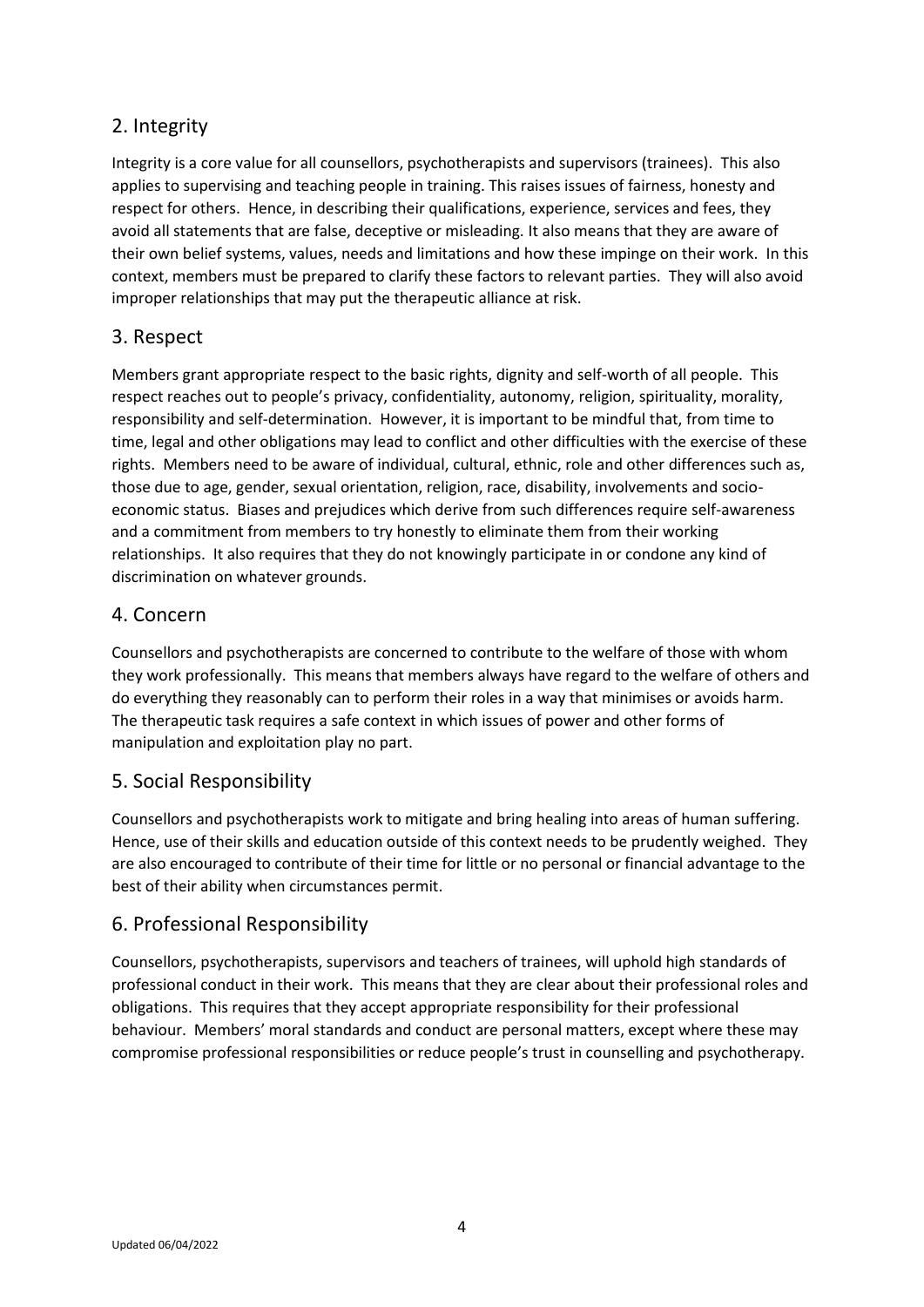## 2. Integrity

Integrity is a core value for all counsellors, psychotherapists and supervisors (trainees). This also applies to supervising and teaching people in training. This raises issues of fairness, honesty and respect for others. Hence, in describing their qualifications, experience, services and fees, they avoid all statements that are false, deceptive or misleading. It also means that they are aware of their own belief systems, values, needs and limitations and how these impinge on their work. In this context, members must be prepared to clarify these factors to relevant parties. They will also avoid improper relationships that may put the therapeutic alliance at risk.

## 3. Respect

Members grant appropriate respect to the basic rights, dignity and self-worth of all people. This respect reaches out to people's privacy, confidentiality, autonomy, religion, spirituality, morality, responsibility and self-determination. However, it is important to be mindful that, from time to time, legal and other obligations may lead to conflict and other difficulties with the exercise of these rights. Members need to be aware of individual, cultural, ethnic, role and other differences such as, those due to age, gender, sexual orientation, religion, race, disability, involvements and socio-economic status. Biases and prejudices which derive from such differences require self-awareness and a commitment from members to try honestly to eliminate them from their working relationships. It also requires that they do not knowingly participate in or condone any kind of discrimination on whatever grounds.

## 4. Concern

Counsellors and psychotherapists are concerned to contribute to the welfare of those with whom they work professionally. This means that members always have regard to the welfare of others and do everything they reasonably can to perform their roles in a way that minimises or avoids harm. The therapeutic task requires a safe context in which issues of power and other forms of manipulation and exploitation play no part.

## 5. Social Responsibility

Counsellors and psychotherapists work to mitigate and bring healing into areas of human suffering. Hence, use of their skills and education outside of this context needs to be prudently weighed. They are also encouraged to contribute of their time for little or no personal or financial advantage to the best of their ability when circumstances permit.

## 6. Professional Responsibility

Counsellors, psychotherapists, supervisors and teachers of trainees, will uphold high standards of professional conduct in their work. This means that they are clear about their professional roles and obligations. This requires that they accept appropriate responsibility for their professional behaviour. Members' moral standards and conduct are personal matters, except where these may compromise professional responsibilities or reduce people's trust in counselling and psychotherapy.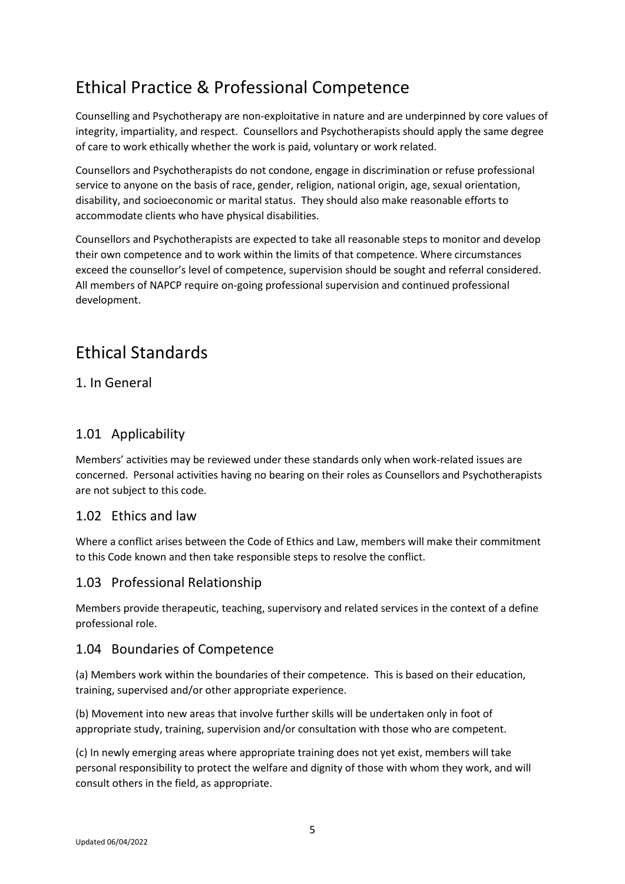# Ethical Practice & Professional Competence

Counselling and Psychotherapy are non-exploitative in nature and are underpinned by core values of integrity, impartiality, and respect. Counsellors and Psychotherapists should apply the same degree of care to work ethically whether the work is paid, voluntary or work related.

Counsellors and Psychotherapists do not condone, engage in discrimination or refuse professional service to anyone on the basis of race, gender, religion, national origin, age, sexual orientation, disability, and socioeconomic or marital status. They should also make reasonable efforts to accommodate clients who have physical disabilities.

Counsellors and Psychotherapists are expected to take all reasonable steps to monitor and develop their own competence and to work within the limits of that competence. Where circumstances exceed the counsellor's level of competence, supervision should be sought and referral considered. All members of NAPCP require on-going professional supervision and continued professional development.

# Ethical Standards

## 1. In General

### 1.01 Applicability

Members' activities may be reviewed under these standards only when work-related issues are concerned. Personal activities having no bearing on their roles as Counsellors and Psychotherapists are not subject to this code.

### 1.02 Ethics and law

Where a conflict arises between the Code of Ethics and Law, members will make their commitment to this Code known and then take responsible steps to resolve the conflict.

### 1.03 Professional Relationship

Members provide therapeutic, teaching, supervisory and related services in the context of a define professional role.

### 1.04 Boundaries of Competence

(a) Members work within the boundaries of their competence. This is based on their education, training, supervised and/or other appropriate experience.

(b) Movement into new areas that involve further skills will be undertaken only in foot of appropriate study, training, supervision and/or consultation with those who are competent.

(c) In newly emerging areas where appropriate training does not yet exist, members will take personal responsibility to protect the welfare and dignity of those with whom they work, and will consult others in the field, as appropriate.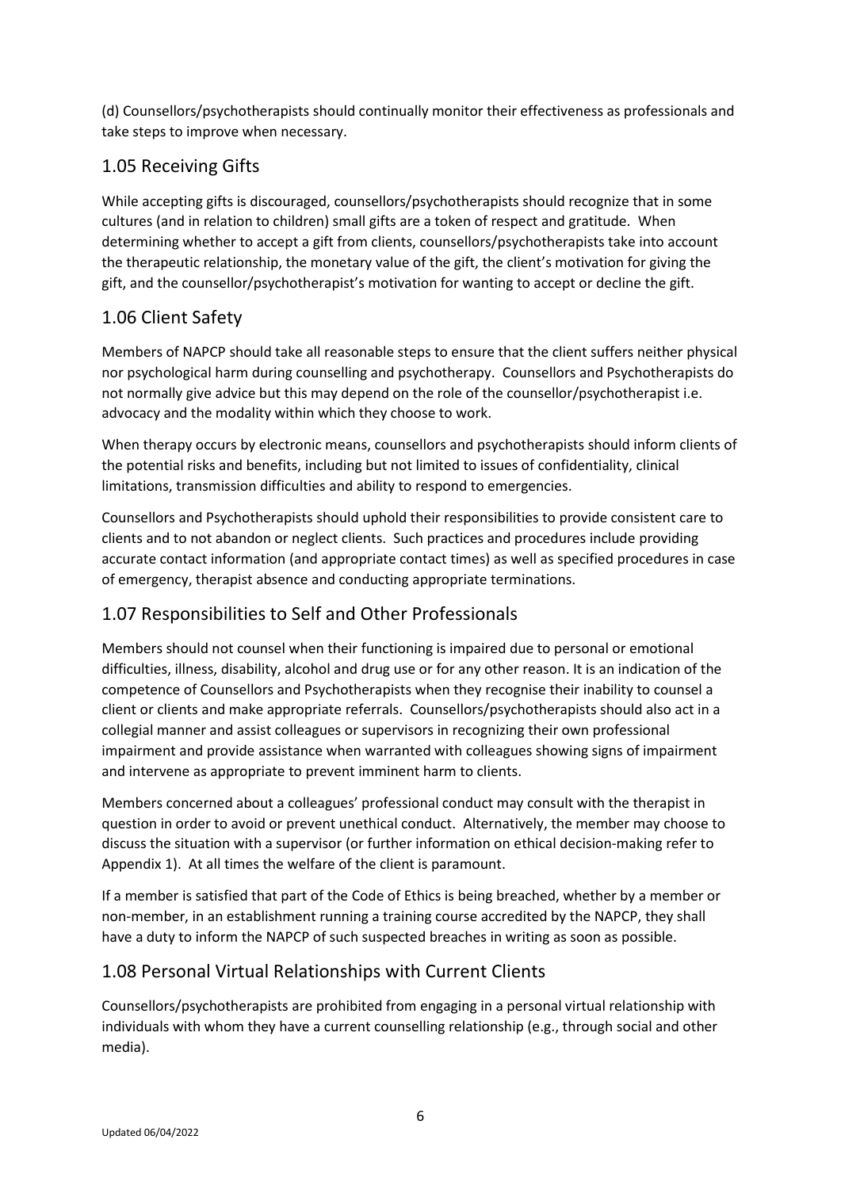(d) Counsellors/psychotherapists should continually monitor their effectiveness as professionals and take steps to improve when necessary.

## 1.05 Receiving Gifts

While accepting gifts is discouraged, counsellors/psychotherapists should recognize that in some cultures (and in relation to children) small gifts are a token of respect and gratitude. When determining whether to accept a gift from clients, counsellors/psychotherapists take into account the therapeutic relationship, the monetary value of the gift, the client's motivation for giving the gift, and the counsellor/psychotherapist's motivation for wanting to accept or decline the gift.

## 1.06 Client Safety

Members of NAPCP should take all reasonable steps to ensure that the client suffers neither physical nor psychological harm during counselling and psychotherapy. Counsellors and Psychotherapists do not normally give advice but this may depend on the role of the counsellor/psychotherapist i.e. advocacy and the modality within which they choose to work.

When therapy occurs by electronic means, counsellors and psychotherapists should inform clients of the potential risks and benefits, including but not limited to issues of confidentiality, clinical limitations, transmission difficulties and ability to respond to emergencies.

Counsellors and Psychotherapists should uphold their responsibilities to provide consistent care to clients and to not abandon or neglect clients. Such practices and procedures include providing accurate contact information (and appropriate contact times) as well as specified procedures in case of emergency, therapist absence and conducting appropriate terminations.

## 1.07 Responsibilities to Self and Other Professionals

Members should not counsel when their functioning is impaired due to personal or emotional difficulties, illness, disability, alcohol and drug use or for any other reason. It is an indication of the competence of Counsellors and Psychotherapists when they recognise their inability to counsel a client or clients and make appropriate referrals. Counsellors/psychotherapists should also act in a collegial manner and assist colleagues or supervisors in recognizing their own professional impairment and provide assistance when warranted with colleagues showing signs of impairment and intervene as appropriate to prevent imminent harm to clients.

Members concerned about a colleagues' professional conduct may consult with the therapist in question in order to avoid or prevent unethical conduct. Alternatively, the member may choose to discuss the situation with a supervisor (or further information on ethical decision-making refer to Appendix 1). At all times the welfare of the client is paramount.

If a member is satisfied that part of the Code of Ethics is being breached, whether by a member or non-member, in an establishment running a training course accredited by the NAPCP, they shall have a duty to inform the NAPCP of such suspected breaches in writing as soon as possible.

## 1.08 Personal Virtual Relationships with Current Clients

Counsellors/psychotherapists are prohibited from engaging in a personal virtual relationship with individuals with whom they have a current counselling relationship (e.g., through social and other media).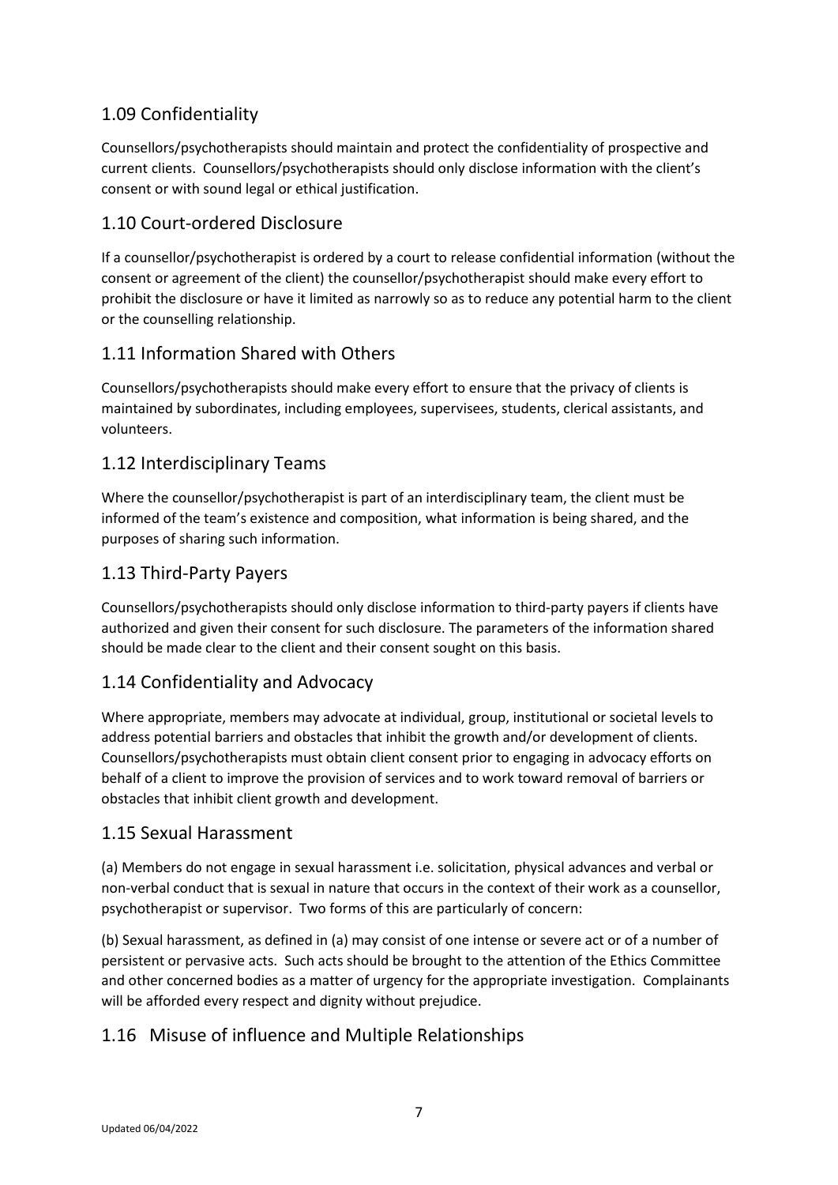## 1.09 Confidentiality

Counsellors/psychotherapists should maintain and protect the confidentiality of prospective and current clients. Counsellors/psychotherapists should only disclose information with the client's consent or with sound legal or ethical justification.

## 1.10 Court-ordered Disclosure

If a counsellor/psychotherapist is ordered by a court to release confidential information (without the consent or agreement of the client) the counsellor/psychotherapist should make every effort to prohibit the disclosure or have it limited as narrowly so as to reduce any potential harm to the client or the counselling relationship.

## 1.11 Information Shared with Others

Counsellors/psychotherapists should make every effort to ensure that the privacy of clients is maintained by subordinates, including employees, supervisees, students, clerical assistants, and volunteers.

## 1.12 Interdisciplinary Teams

Where the counsellor/psychotherapist is part of an interdisciplinary team, the client must be informed of the team's existence and composition, what information is being shared, and the purposes of sharing such information.

## 1.13 Third-Party Payers

Counsellors/psychotherapists should only disclose information to third-party payers if clients have authorized and given their consent for such disclosure. The parameters of the information shared should be made clear to the client and their consent sought on this basis.

## 1.14 Confidentiality and Advocacy

Where appropriate, members may advocate at individual, group, institutional or societal levels to address potential barriers and obstacles that inhibit the growth and/or development of clients. Counsellors/psychotherapists must obtain client consent prior to engaging in advocacy efforts on behalf of a client to improve the provision of services and to work toward removal of barriers or obstacles that inhibit client growth and development.

## 1.15 Sexual Harassment

(a) Members do not engage in sexual harassment i.e. solicitation, physical advances and verbal or non-verbal conduct that is sexual in nature that occurs in the context of their work as a counsellor, psychotherapist or supervisor. Two forms of this are particularly of concern:

(b) Sexual harassment, as defined in (a) may consist of one intense or severe act or of a number of persistent or pervasive acts. Such acts should be brought to the attention of the Ethics Committee and other concerned bodies as a matter of urgency for the appropriate investigation. Complainants will be afforded every respect and dignity without prejudice.

## 1.16 Misuse of influence and Multiple Relationships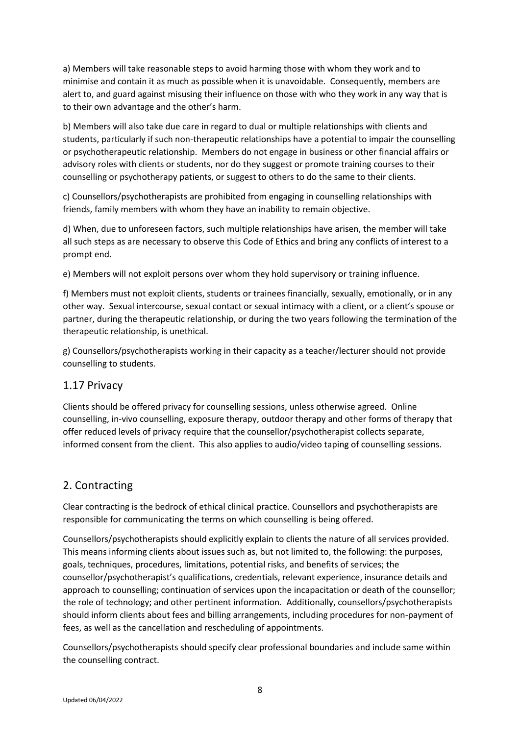a) Members will take reasonable steps to avoid harming those with whom they work and to minimise and contain it as much as possible when it is unavoidable. Consequently, members are alert to, and guard against misusing their influence on those with who they work in any way that is to their own advantage and the other's harm.

b) Members will also take due care in regard to dual or multiple relationships with clients and students, particularly if such non-therapeutic relationships have a potential to impair the counselling or psychotherapeutic relationship. Members do not engage in business or other financial affairs or advisory roles with clients or students, nor do they suggest or promote training courses to their counselling or psychotherapy patients, or suggest to others to do the same to their clients.

c) Counsellors/psychotherapists are prohibited from engaging in counselling relationships with friends, family members with whom they have an inability to remain objective.

d) When, due to unforeseen factors, such multiple relationships have arisen, the member will take all such steps as are necessary to observe this Code of Ethics and bring any conflicts of interest to a prompt end.

e) Members will not exploit persons over whom they hold supervisory or training influence.

f) Members must not exploit clients, students or trainees financially, sexually, emotionally, or in any other way. Sexual intercourse, sexual contact or sexual intimacy with a client, or a client's spouse or partner, during the therapeutic relationship, or during the two years following the termination of the therapeutic relationship, is unethical.

g) Counsellors/psychotherapists working in their capacity as a teacher/lecturer should not provide counselling to students.

## 1.17 Privacy

Clients should be offered privacy for counselling sessions, unless otherwise agreed. Online counselling, in-vivo counselling, exposure therapy, outdoor therapy and other forms of therapy that offer reduced levels of privacy require that the counsellor/psychotherapist collects separate, informed consent from the client. This also applies to audio/video taping of counselling sessions.

# 2. Contracting

Clear contracting is the bedrock of ethical clinical practice. Counsellors and psychotherapists are responsible for communicating the terms on which counselling is being offered.

Counsellors/psychotherapists should explicitly explain to clients the nature of all services provided. This means informing clients about issues such as, but not limited to, the following: the purposes, goals, techniques, procedures, limitations, potential risks, and benefits of services; the counsellor/psychotherapist's qualifications, credentials, relevant experience, insurance details and approach to counselling; continuation of services upon the incapacitation or death of the counsellor; the role of technology; and other pertinent information. Additionally, counsellors/psychotherapists should inform clients about fees and billing arrangements, including procedures for non-payment of fees, as well as the cancellation and rescheduling of appointments.

Counsellors/psychotherapists should specify clear professional boundaries and include same within the counselling contract.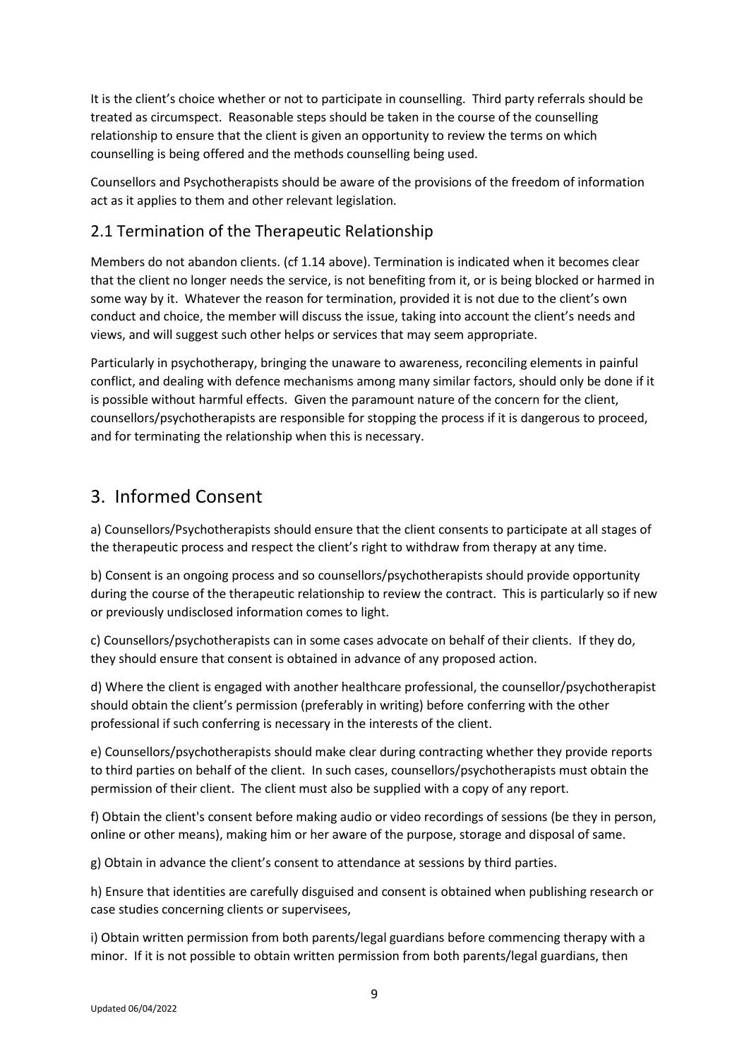It is the client's choice whether or not to participate in counselling. Third party referrals should be treated as circumspect. Reasonable steps should be taken in the course of the counselling relationship to ensure that the client is given an opportunity to review the terms on which counselling is being offered and the methods counselling being used.

Counsellors and Psychotherapists should be aware of the provisions of the freedom of information act as it applies to them and other relevant legislation.

## 2.1 Termination of the Therapeutic Relationship

Members do not abandon clients. (cf 1.14 above). Termination is indicated when it becomes clear that the client no longer needs the service, is not benefiting from it, or is being blocked or harmed in some way by it. Whatever the reason for termination, provided it is not due to the client's own conduct and choice, the member will discuss the issue, taking into account the client's needs and views, and will suggest such other helps or services that may seem appropriate.

Particularly in psychotherapy, bringing the unaware to awareness, reconciling elements in painful conflict, and dealing with defence mechanisms among many similar factors, should only be done if it is possible without harmful effects. Given the paramount nature of the concern for the client, counsellors/psychotherapists are responsible for stopping the process if it is dangerous to proceed, and for terminating the relationship when this is necessary.

# 3. Informed Consent

a) Counsellors/Psychotherapists should ensure that the client consents to participate at all stages of the therapeutic process and respect the client's right to withdraw from therapy at any time.

b) Consent is an ongoing process and so counsellors/psychotherapists should provide opportunity during the course of the therapeutic relationship to review the contract. This is particularly so if new or previously undisclosed information comes to light.

c) Counsellors/psychotherapists can in some cases advocate on behalf of their clients. If they do, they should ensure that consent is obtained in advance of any proposed action.

d) Where the client is engaged with another healthcare professional, the counsellor/psychotherapist should obtain the client's permission (preferably in writing) before conferring with the other professional if such conferring is necessary in the interests of the client.

e) Counsellors/psychotherapists should make clear during contracting whether they provide reports to third parties on behalf of the client. In such cases, counsellors/psychotherapists must obtain the permission of their client. The client must also be supplied with a copy of any report.

f) Obtain the client's consent before making audio or video recordings of sessions (be they in person, online or other means), making him or her aware of the purpose, storage and disposal of same.

g) Obtain in advance the client's consent to attendance at sessions by third parties.

h) Ensure that identities are carefully disguised and consent is obtained when publishing research or case studies concerning clients or supervisees,

i) Obtain written permission from both parents/legal guardians before commencing therapy with a minor. If it is not possible to obtain written permission from both parents/legal guardians, then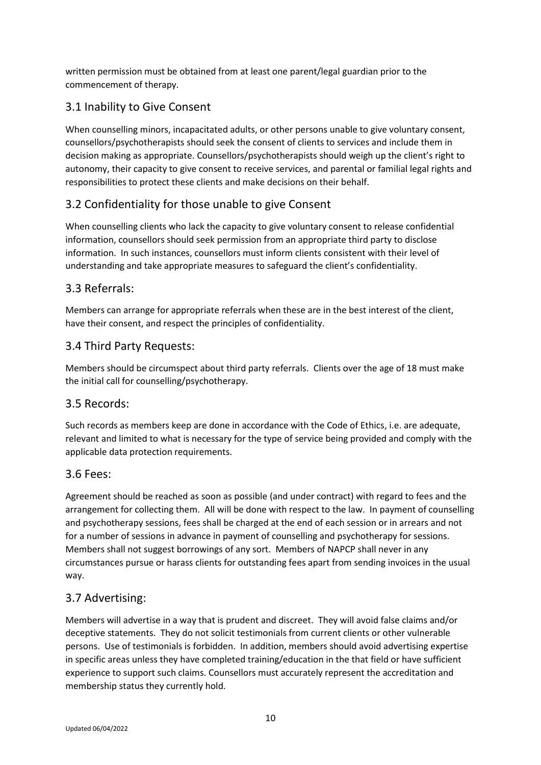written permission must be obtained from at least one parent/legal guardian prior to the commencement of therapy.

## 3.1 Inability to Give Consent

When counselling minors, incapacitated adults, or other persons unable to give voluntary consent, counsellors/psychotherapists should seek the consent of clients to services and include them in decision making as appropriate. Counsellors/psychotherapists should weigh up the client's right to autonomy, their capacity to give consent to receive services, and parental or familial legal rights and responsibilities to protect these clients and make decisions on their behalf.

## 3.2 Confidentiality for those unable to give Consent

When counselling clients who lack the capacity to give voluntary consent to release confidential information, counsellors should seek permission from an appropriate third party to disclose information. In such instances, counsellors must inform clients consistent with their level of understanding and take appropriate measures to safeguard the client's confidentiality.

## 3.3 Referrals:

Members can arrange for appropriate referrals when these are in the best interest of the client, have their consent, and respect the principles of confidentiality.

## 3.4 Third Party Requests:

Members should be circumspect about third party referrals. Clients over the age of 18 must make the initial call for counselling/psychotherapy.

## 3.5 Records:

Such records as members keep are done in accordance with the Code of Ethics, i.e. are adequate, relevant and limited to what is necessary for the type of service being provided and comply with the applicable data protection requirements.

## 3.6 Fees:

Agreement should be reached as soon as possible (and under contract) with regard to fees and the arrangement for collecting them. All will be done with respect to the law. In payment of counselling and psychotherapy sessions, fees shall be charged at the end of each session or in arrears and not for a number of sessions in advance in payment of counselling and psychotherapy for sessions. Members shall not suggest borrowings of any sort. Members of NAPCP shall never in any circumstances pursue or harass clients for outstanding fees apart from sending invoices in the usual way.

## 3.7 Advertising:

Members will advertise in a way that is prudent and discreet. They will avoid false claims and/or deceptive statements. They do not solicit testimonials from current clients or other vulnerable persons. Use of testimonials is forbidden. In addition, members should avoid advertising expertise in specific areas unless they have completed training/education in the that field or have sufficient experience to support such claims. Counsellors must accurately represent the accreditation and membership status they currently hold.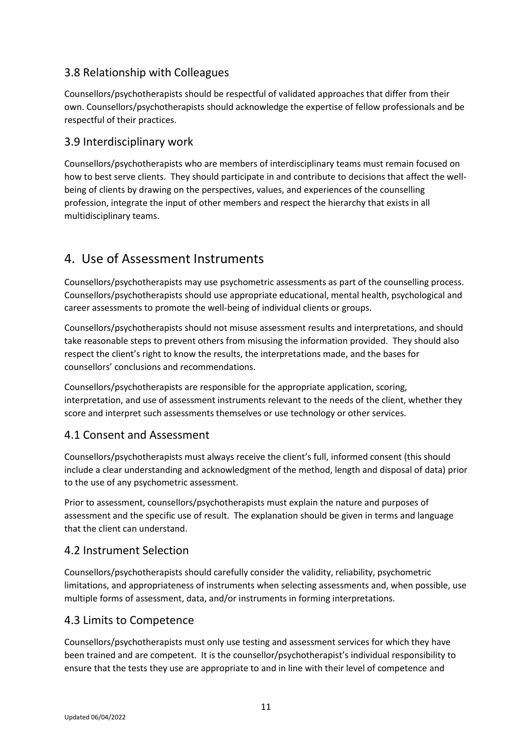## 3.8 Relationship with Colleagues

Counsellors/psychotherapists should be respectful of validated approaches that differ from their own. Counsellors/psychotherapists should acknowledge the expertise of fellow professionals and be respectful of their practices.

## 3.9 Interdisciplinary work

Counsellors/psychotherapists who are members of interdisciplinary teams must remain focused on how to best serve clients. They should participate in and contribute to decisions that affect the well-being of clients by drawing on the perspectives, values, and experiences of the counselling profession, integrate the input of other members and respect the hierarchy that exists in all multidisciplinary teams.

# 4. Use of Assessment Instruments

Counsellors/psychotherapists may use psychometric assessments as part of the counselling process. Counsellors/psychotherapists should use appropriate educational, mental health, psychological and career assessments to promote the well-being of individual clients or groups.

Counsellors/psychotherapists should not misuse assessment results and interpretations, and should take reasonable steps to prevent others from misusing the information provided. They should also respect the client's right to know the results, the interpretations made, and the bases for counsellors' conclusions and recommendations.

Counsellors/psychotherapists are responsible for the appropriate application, scoring, interpretation, and use of assessment instruments relevant to the needs of the client, whether they score and interpret such assessments themselves or use technology or other services.

## 4.1 Consent and Assessment

Counsellors/psychotherapists must always receive the client's full, informed consent (this should include a clear understanding and acknowledgment of the method, length and disposal of data) prior to the use of any psychometric assessment.

Prior to assessment, counsellors/psychotherapists must explain the nature and purposes of assessment and the specific use of result. The explanation should be given in terms and language that the client can understand.

## 4.2 Instrument Selection

Counsellors/psychotherapists should carefully consider the validity, reliability, psychometric limitations, and appropriateness of instruments when selecting assessments and, when possible, use multiple forms of assessment, data, and/or instruments in forming interpretations.

## 4.3 Limits to Competence

Counsellors/psychotherapists must only use testing and assessment services for which they have been trained and are competent. It is the counsellor/psychotherapist's individual responsibility to ensure that the tests they use are appropriate to and in line with their level of competence and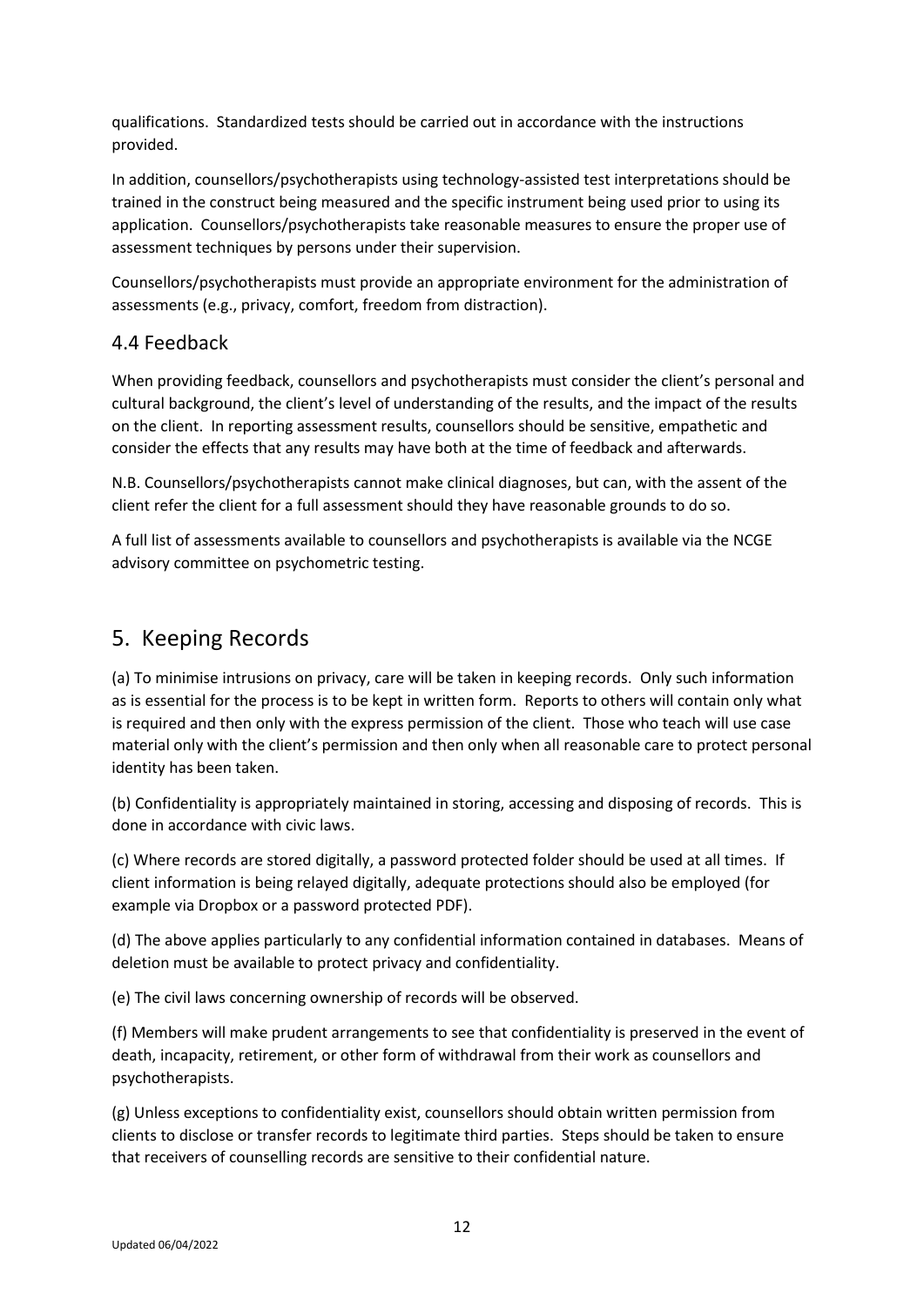qualifications. Standardized tests should be carried out in accordance with the instructions provided.

In addition, counsellors/psychotherapists using technology-assisted test interpretations should be trained in the construct being measured and the specific instrument being used prior to using its application. Counsellors/psychotherapists take reasonable measures to ensure the proper use of assessment techniques by persons under their supervision.

Counsellors/psychotherapists must provide an appropriate environment for the administration of assessments (e.g., privacy, comfort, freedom from distraction).

## 4.4 Feedback

When providing feedback, counsellors and psychotherapists must consider the client's personal and cultural background, the client's level of understanding of the results, and the impact of the results on the client. In reporting assessment results, counsellors should be sensitive, empathetic and consider the effects that any results may have both at the time of feedback and afterwards.

N.B. Counsellors/psychotherapists cannot make clinical diagnoses, but can, with the assent of the client refer the client for a full assessment should they have reasonable grounds to do so.

A full list of assessments available to counsellors and psychotherapists is available via the NCGE advisory committee on psychometric testing.

# 5. Keeping Records

(a) To minimise intrusions on privacy, care will be taken in keeping records. Only such information as is essential for the process is to be kept in written form. Reports to others will contain only what is required and then only with the express permission of the client. Those who teach will use case material only with the client's permission and then only when all reasonable care to protect personal identity has been taken.

(b) Confidentiality is appropriately maintained in storing, accessing and disposing of records. This is done in accordance with civic laws.

(c) Where records are stored digitally, a password protected folder should be used at all times. If client information is being relayed digitally, adequate protections should also be employed (for example via Dropbox or a password protected PDF).

(d) The above applies particularly to any confidential information contained in databases. Means of deletion must be available to protect privacy and confidentiality.

(e) The civil laws concerning ownership of records will be observed.

(f) Members will make prudent arrangements to see that confidentiality is preserved in the event of death, incapacity, retirement, or other form of withdrawal from their work as counsellors and psychotherapists.

(g) Unless exceptions to confidentiality exist, counsellors should obtain written permission from clients to disclose or transfer records to legitimate third parties. Steps should be taken to ensure that receivers of counselling records are sensitive to their confidential nature.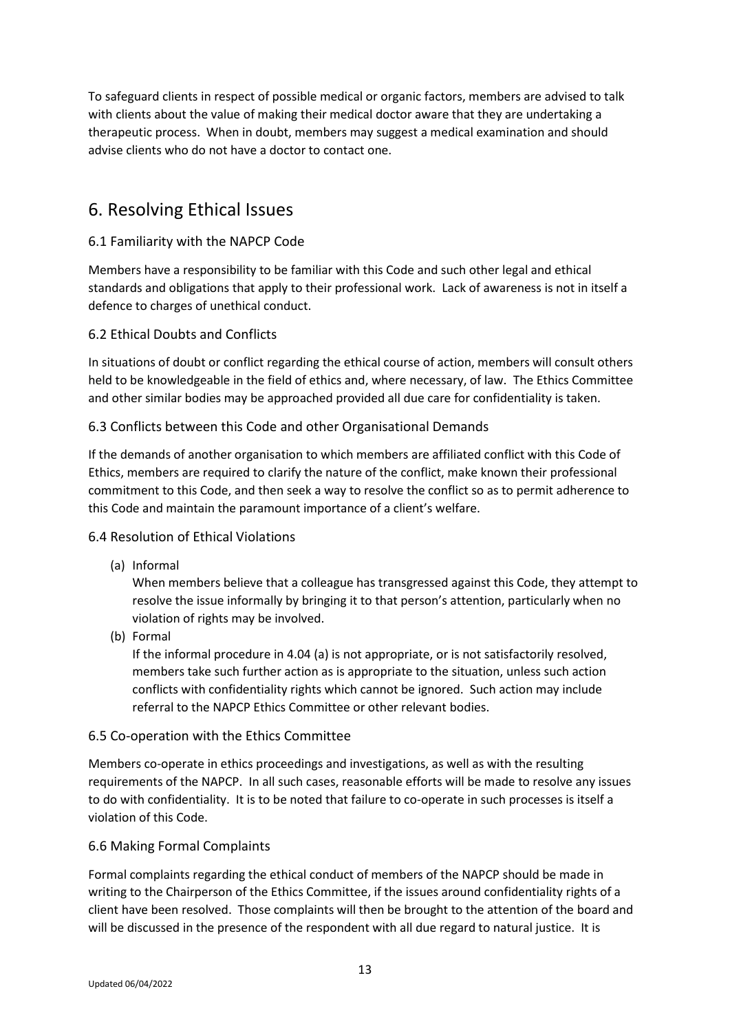To safeguard clients in respect of possible medical or organic factors, members are advised to talk with clients about the value of making their medical doctor aware that they are undertaking a therapeutic process. When in doubt, members may suggest a medical examination and should advise clients who do not have a doctor to contact one.

## 6. Resolving Ethical Issues

### 6.1 Familiarity with the NAPCP Code

Members have a responsibility to be familiar with this Code and such other legal and ethical standards and obligations that apply to their professional work. Lack of awareness is not in itself a defence to charges of unethical conduct.

### 6.2 Ethical Doubts and Conflicts

In situations of doubt or conflict regarding the ethical course of action, members will consult others held to be knowledgeable in the field of ethics and, where necessary, of law. The Ethics Committee and other similar bodies may be approached provided all due care for confidentiality is taken.

### 6.3 Conflicts between this Code and other Organisational Demands

If the demands of another organisation to which members are affiliated conflict with this Code of Ethics, members are required to clarify the nature of the conflict, make known their professional commitment to this Code, and then seek a way to resolve the conflict so as to permit adherence to this Code and maintain the paramount importance of a client's welfare.

### 6.4 Resolution of Ethical Violations

(a) Informal
When members believe that a colleague has transgressed against this Code, they attempt to resolve the issue informally by bringing it to that person's attention, particularly when no violation of rights may be involved.

(b) Formal
If the informal procedure in 4.04 (a) is not appropriate, or is not satisfactorily resolved, members take such further action as is appropriate to the situation, unless such action conflicts with confidentiality rights which cannot be ignored. Such action may include referral to the NAPCP Ethics Committee or other relevant bodies.

### 6.5 Co-operation with the Ethics Committee

Members co-operate in ethics proceedings and investigations, as well as with the resulting requirements of the NAPCP. In all such cases, reasonable efforts will be made to resolve any issues to do with confidentiality. It is to be noted that failure to co-operate in such processes is itself a violation of this Code.

### 6.6 Making Formal Complaints

Formal complaints regarding the ethical conduct of members of the NAPCP should be made in writing to the Chairperson of the Ethics Committee, if the issues around confidentiality rights of a client have been resolved. Those complaints will then be brought to the attention of the board and will be discussed in the presence of the respondent with all due regard to natural justice. It is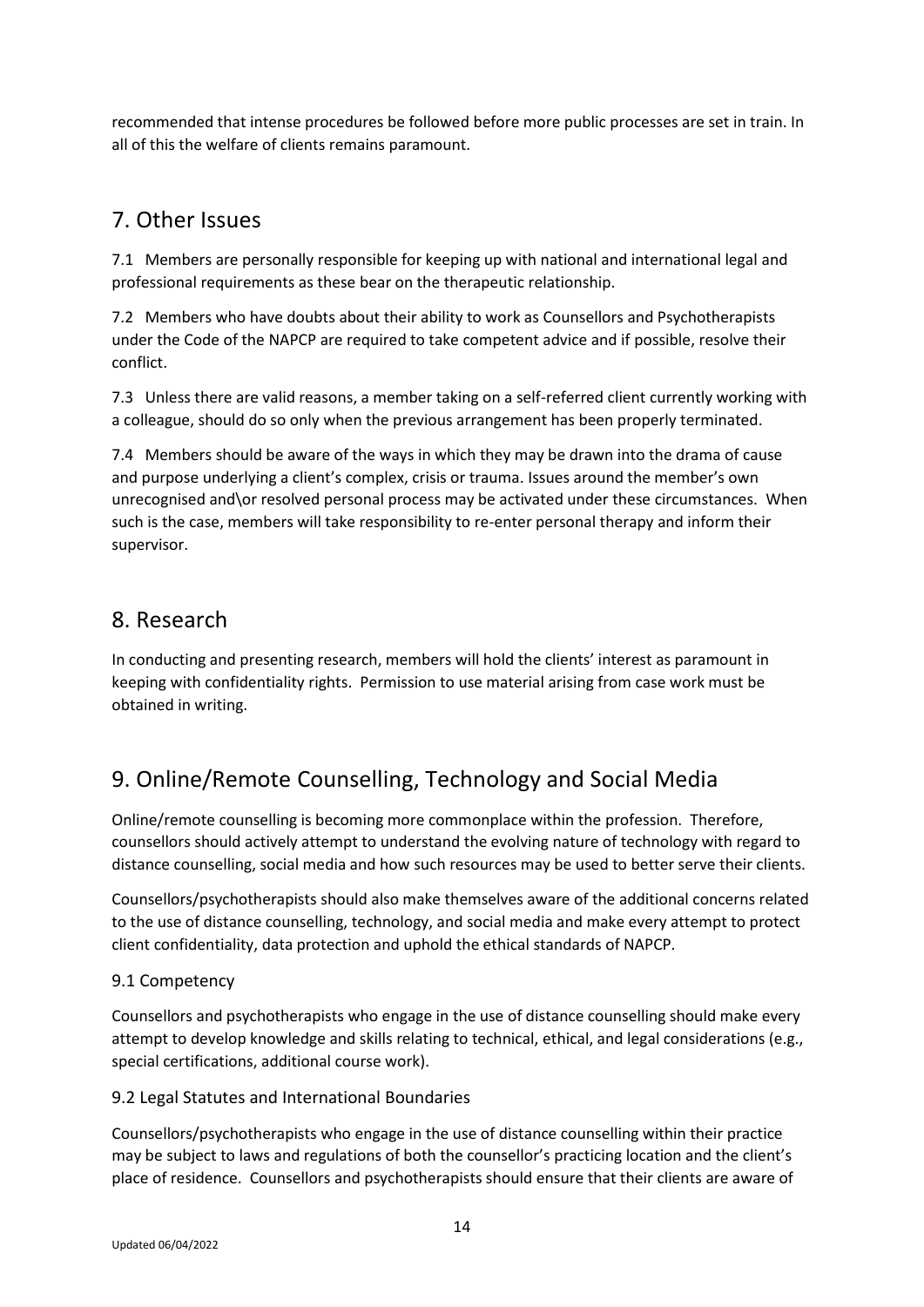recommended that intense procedures be followed before more public processes are set in train. In all of this the welfare of clients remains paramount.

## 7. Other Issues

7.1 Members are personally responsible for keeping up with national and international legal and professional requirements as these bear on the therapeutic relationship.

7.2 Members who have doubts about their ability to work as Counsellors and Psychotherapists under the Code of the NAPCP are required to take competent advice and if possible, resolve their conflict.

7.3 Unless there are valid reasons, a member taking on a self-referred client currently working with a colleague, should do so only when the previous arrangement has been properly terminated.

7.4 Members should be aware of the ways in which they may be drawn into the drama of cause and purpose underlying a client's complex, crisis or trauma. Issues around the member's own unrecognised and\or resolved personal process may be activated under these circumstances. When such is the case, members will take responsibility to re-enter personal therapy and inform their supervisor.

## 8. Research

In conducting and presenting research, members will hold the clients' interest as paramount in keeping with confidentiality rights. Permission to use material arising from case work must be obtained in writing.

## 9. Online/Remote Counselling, Technology and Social Media

Online/remote counselling is becoming more commonplace within the profession. Therefore, counsellors should actively attempt to understand the evolving nature of technology with regard to distance counselling, social media and how such resources may be used to better serve their clients.

Counsellors/psychotherapists should also make themselves aware of the additional concerns related to the use of distance counselling, technology, and social media and make every attempt to protect client confidentiality, data protection and uphold the ethical standards of NAPCP.

### 9.1 Competency

Counsellors and psychotherapists who engage in the use of distance counselling should make every attempt to develop knowledge and skills relating to technical, ethical, and legal considerations (e.g., special certifications, additional course work).

### 9.2 Legal Statutes and International Boundaries

Counsellors/psychotherapists who engage in the use of distance counselling within their practice may be subject to laws and regulations of both the counsellor's practicing location and the client's place of residence. Counsellors and psychotherapists should ensure that their clients are aware of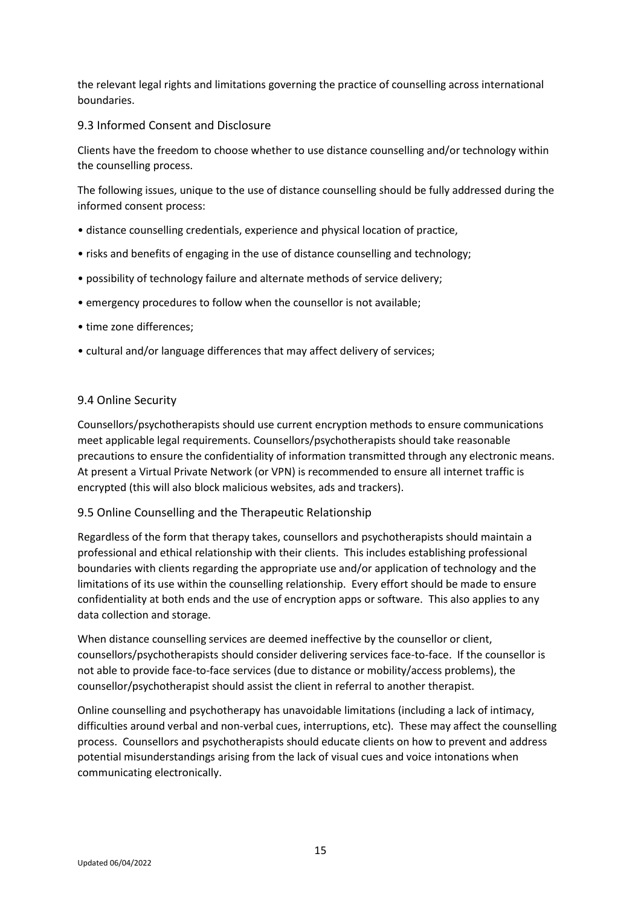the relevant legal rights and limitations governing the practice of counselling across international boundaries.

### 9.3 Informed Consent and Disclosure

Clients have the freedom to choose whether to use distance counselling and/or technology within the counselling process.

The following issues, unique to the use of distance counselling should be fully addressed during the informed consent process:

- distance counselling credentials, experience and physical location of practice,
- risks and benefits of engaging in the use of distance counselling and technology;
- possibility of technology failure and alternate methods of service delivery;
- emergency procedures to follow when the counsellor is not available;
- time zone differences;
- cultural and/or language differences that may affect delivery of services;

### 9.4 Online Security

Counsellors/psychotherapists should use current encryption methods to ensure communications meet applicable legal requirements. Counsellors/psychotherapists should take reasonable precautions to ensure the confidentiality of information transmitted through any electronic means. At present a Virtual Private Network (or VPN) is recommended to ensure all internet traffic is encrypted (this will also block malicious websites, ads and trackers).

### 9.5 Online Counselling and the Therapeutic Relationship

Regardless of the form that therapy takes, counsellors and psychotherapists should maintain a professional and ethical relationship with their clients. This includes establishing professional boundaries with clients regarding the appropriate use and/or application of technology and the limitations of its use within the counselling relationship. Every effort should be made to ensure confidentiality at both ends and the use of encryption apps or software. This also applies to any data collection and storage.

When distance counselling services are deemed ineffective by the counsellor or client, counsellors/psychotherapists should consider delivering services face-to-face. If the counsellor is not able to provide face-to-face services (due to distance or mobility/access problems), the counsellor/psychotherapist should assist the client in referral to another therapist.

Online counselling and psychotherapy has unavoidable limitations (including a lack of intimacy, difficulties around verbal and non-verbal cues, interruptions, etc). These may affect the counselling process. Counsellors and psychotherapists should educate clients on how to prevent and address potential misunderstandings arising from the lack of visual cues and voice intonations when communicating electronically.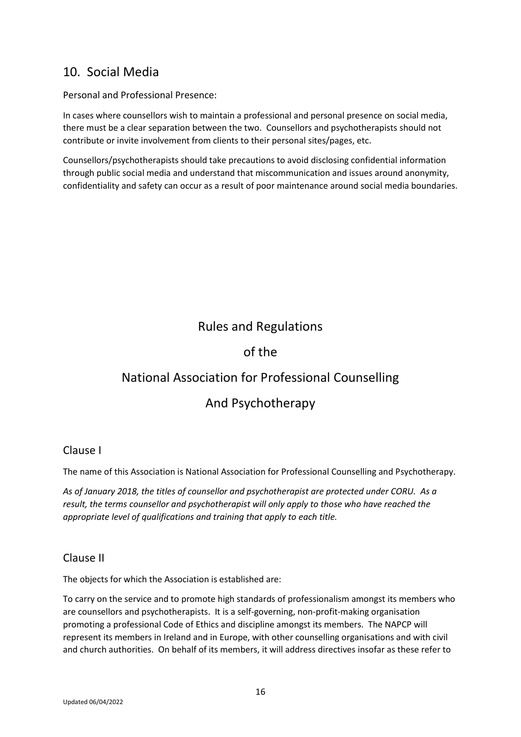## 10. Social Media

Personal and Professional Presence:

In cases where counsellors wish to maintain a professional and personal presence on social media, there must be a clear separation between the two. Counsellors and psychotherapists should not contribute or invite involvement from clients to their personal sites/pages, etc.

Counsellors/psychotherapists should take precautions to avoid disclosing confidential information through public social media and understand that miscommunication and issues around anonymity, confidentiality and safety can occur as a result of poor maintenance around social media boundaries.

# Rules and Regulations of the National Association for Professional Counselling And Psychotherapy

## Clause I

The name of this Association is National Association for Professional Counselling and Psychotherapy.

*As of January 2018, the titles of counsellor and psychotherapist are protected under CORU. As a result, the terms counsellor and psychotherapist will only apply to those who have reached the appropriate level of qualifications and training that apply to each title.*

## Clause II

The objects for which the Association is established are:

To carry on the service and to promote high standards of professionalism amongst its members who are counsellors and psychotherapists. It is a self-governing, non-profit-making organisation promoting a professional Code of Ethics and discipline amongst its members. The NAPCP will represent its members in Ireland and in Europe, with other counselling organisations and with civil and church authorities. On behalf of its members, it will address directives insofar as these refer to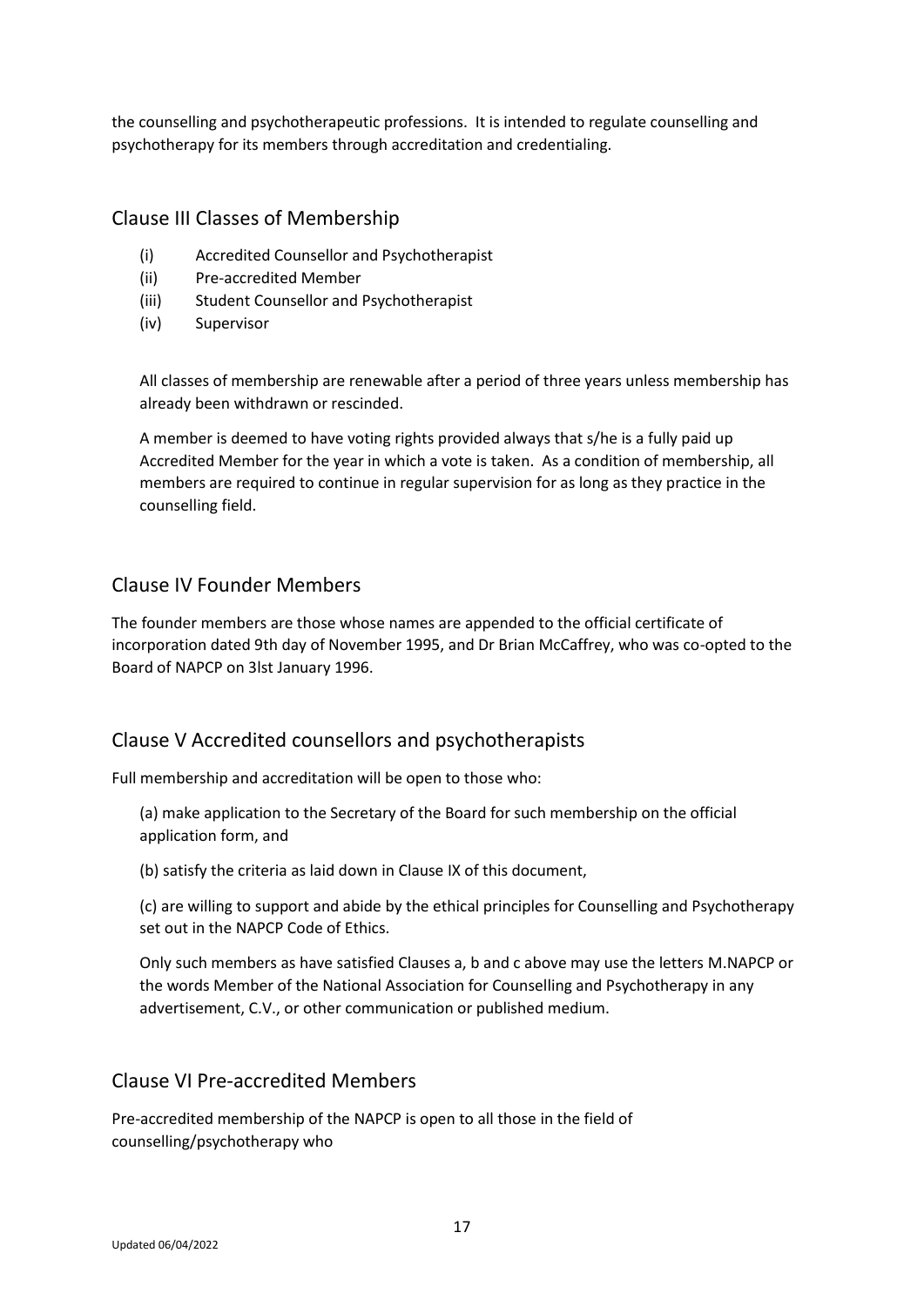the counselling and psychotherapeutic professions. It is intended to regulate counselling and psychotherapy for its members through accreditation and credentialing.

## Clause III Classes of Membership

(i) Accredited Counsellor and Psychotherapist
(ii) Pre-accredited Member
(iii) Student Counsellor and Psychotherapist
(iv) Supervisor

All classes of membership are renewable after a period of three years unless membership has already been withdrawn or rescinded.

A member is deemed to have voting rights provided always that s/he is a fully paid up Accredited Member for the year in which a vote is taken. As a condition of membership, all members are required to continue in regular supervision for as long as they practice in the counselling field.

## Clause IV Founder Members

The founder members are those whose names are appended to the official certificate of incorporation dated 9th day of November 1995, and Dr Brian McCaffrey, who was co-opted to the Board of NAPCP on 3lst January 1996.

## Clause V Accredited counsellors and psychotherapists

Full membership and accreditation will be open to those who:

(a) make application to the Secretary of the Board for such membership on the official application form, and

(b) satisfy the criteria as laid down in Clause IX of this document,

(c) are willing to support and abide by the ethical principles for Counselling and Psychotherapy set out in the NAPCP Code of Ethics.

Only such members as have satisfied Clauses a, b and c above may use the letters M.NAPCP or the words Member of the National Association for Counselling and Psychotherapy in any advertisement, C.V., or other communication or published medium.

## Clause VI Pre-accredited Members

Pre-accredited membership of the NAPCP is open to all those in the field of counselling/psychotherapy who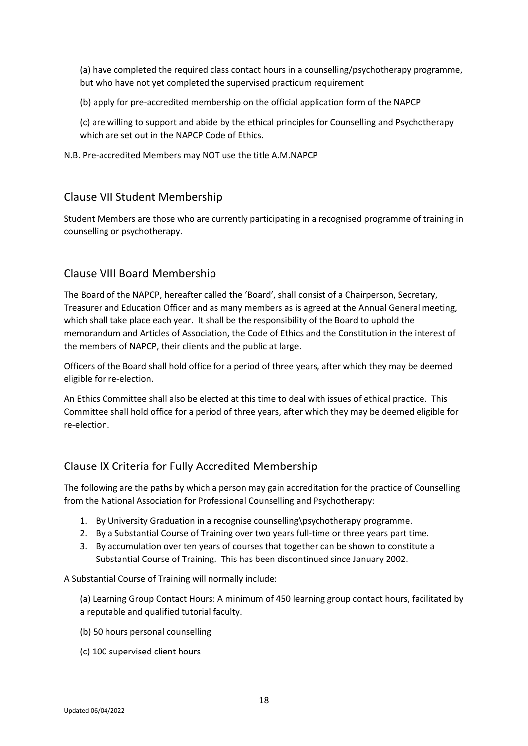(a) have completed the required class contact hours in a counselling/psychotherapy programme, but who have not yet completed the supervised practicum requirement

(b) apply for pre-accredited membership on the official application form of the NAPCP

(c) are willing to support and abide by the ethical principles for Counselling and Psychotherapy which are set out in the NAPCP Code of Ethics.

N.B. Pre-accredited Members may NOT use the title A.M.NAPCP

## Clause VII Student Membership

Student Members are those who are currently participating in a recognised programme of training in counselling or psychotherapy.

## Clause VIII Board Membership

The Board of the NAPCP, hereafter called the 'Board', shall consist of a Chairperson, Secretary, Treasurer and Education Officer and as many members as is agreed at the Annual General meeting, which shall take place each year. It shall be the responsibility of the Board to uphold the memorandum and Articles of Association, the Code of Ethics and the Constitution in the interest of the members of NAPCP, their clients and the public at large.

Officers of the Board shall hold office for a period of three years, after which they may be deemed eligible for re-election.

An Ethics Committee shall also be elected at this time to deal with issues of ethical practice. This Committee shall hold office for a period of three years, after which they may be deemed eligible for re-election.

## Clause IX Criteria for Fully Accredited Membership

The following are the paths by which a person may gain accreditation for the practice of Counselling from the National Association for Professional Counselling and Psychotherapy:

1. By University Graduation in a recognise counselling\psychotherapy programme.
2. By a Substantial Course of Training over two years full-time or three years part time.
3. By accumulation over ten years of courses that together can be shown to constitute a Substantial Course of Training. This has been discontinued since January 2002.

A Substantial Course of Training will normally include:

(a) Learning Group Contact Hours: A minimum of 450 learning group contact hours, facilitated by a reputable and qualified tutorial faculty.

(b) 50 hours personal counselling

(c) 100 supervised client hours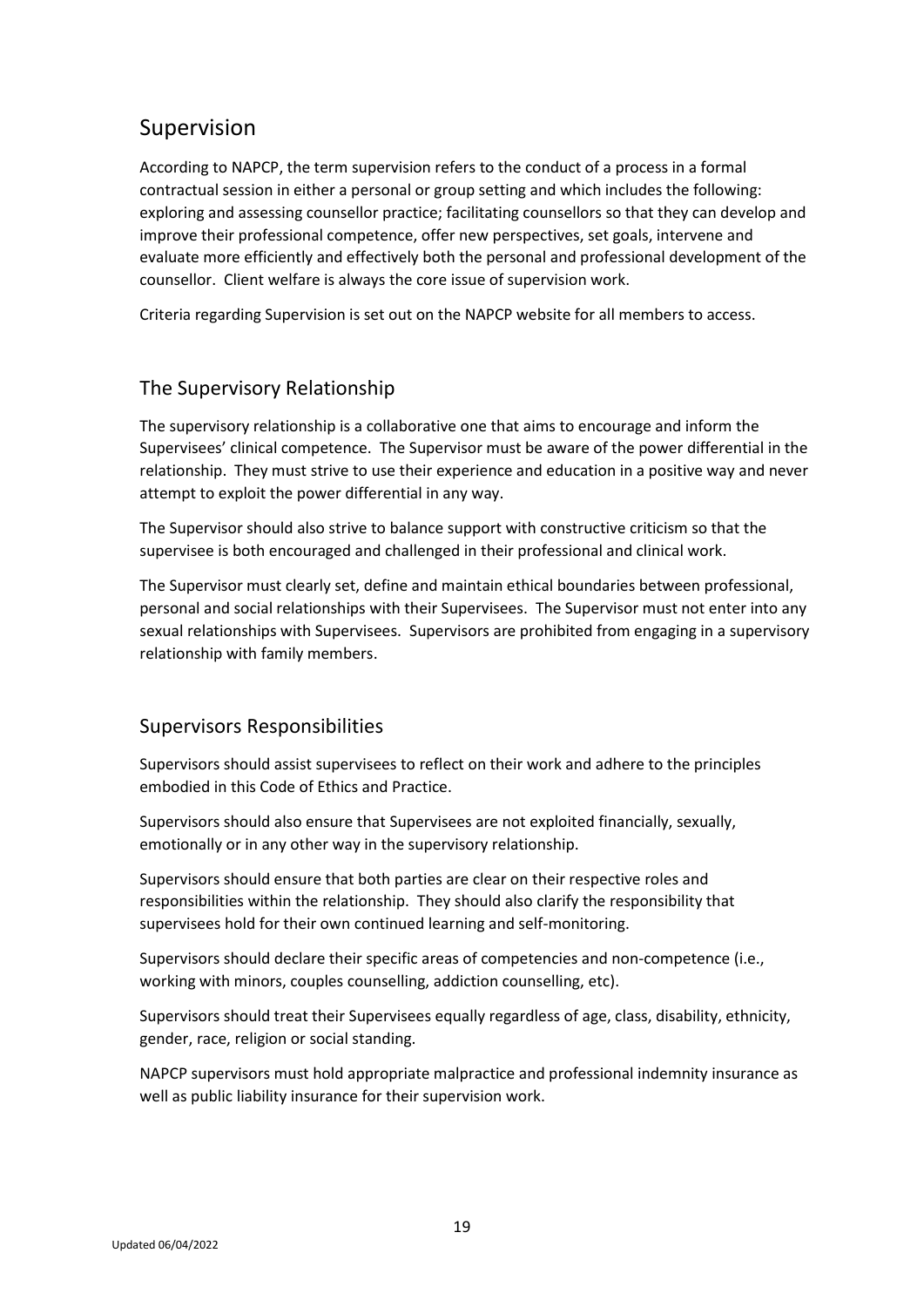## Supervision

According to NAPCP, the term supervision refers to the conduct of a process in a formal contractual session in either a personal or group setting and which includes the following: exploring and assessing counsellor practice; facilitating counsellors so that they can develop and improve their professional competence, offer new perspectives, set goals, intervene and evaluate more efficiently and effectively both the personal and professional development of the counsellor. Client welfare is always the core issue of supervision work.

Criteria regarding Supervision is set out on the NAPCP website for all members to access.

## The Supervisory Relationship

The supervisory relationship is a collaborative one that aims to encourage and inform the Supervisees' clinical competence. The Supervisor must be aware of the power differential in the relationship. They must strive to use their experience and education in a positive way and never attempt to exploit the power differential in any way.

The Supervisor should also strive to balance support with constructive criticism so that the supervisee is both encouraged and challenged in their professional and clinical work.

The Supervisor must clearly set, define and maintain ethical boundaries between professional, personal and social relationships with their Supervisees. The Supervisor must not enter into any sexual relationships with Supervisees. Supervisors are prohibited from engaging in a supervisory relationship with family members.

## Supervisors Responsibilities

Supervisors should assist supervisees to reflect on their work and adhere to the principles embodied in this Code of Ethics and Practice.

Supervisors should also ensure that Supervisees are not exploited financially, sexually, emotionally or in any other way in the supervisory relationship.

Supervisors should ensure that both parties are clear on their respective roles and responsibilities within the relationship. They should also clarify the responsibility that supervisees hold for their own continued learning and self-monitoring.

Supervisors should declare their specific areas of competencies and non-competence (i.e., working with minors, couples counselling, addiction counselling, etc).

Supervisors should treat their Supervisees equally regardless of age, class, disability, ethnicity, gender, race, religion or social standing.

NAPCP supervisors must hold appropriate malpractice and professional indemnity insurance as well as public liability insurance for their supervision work.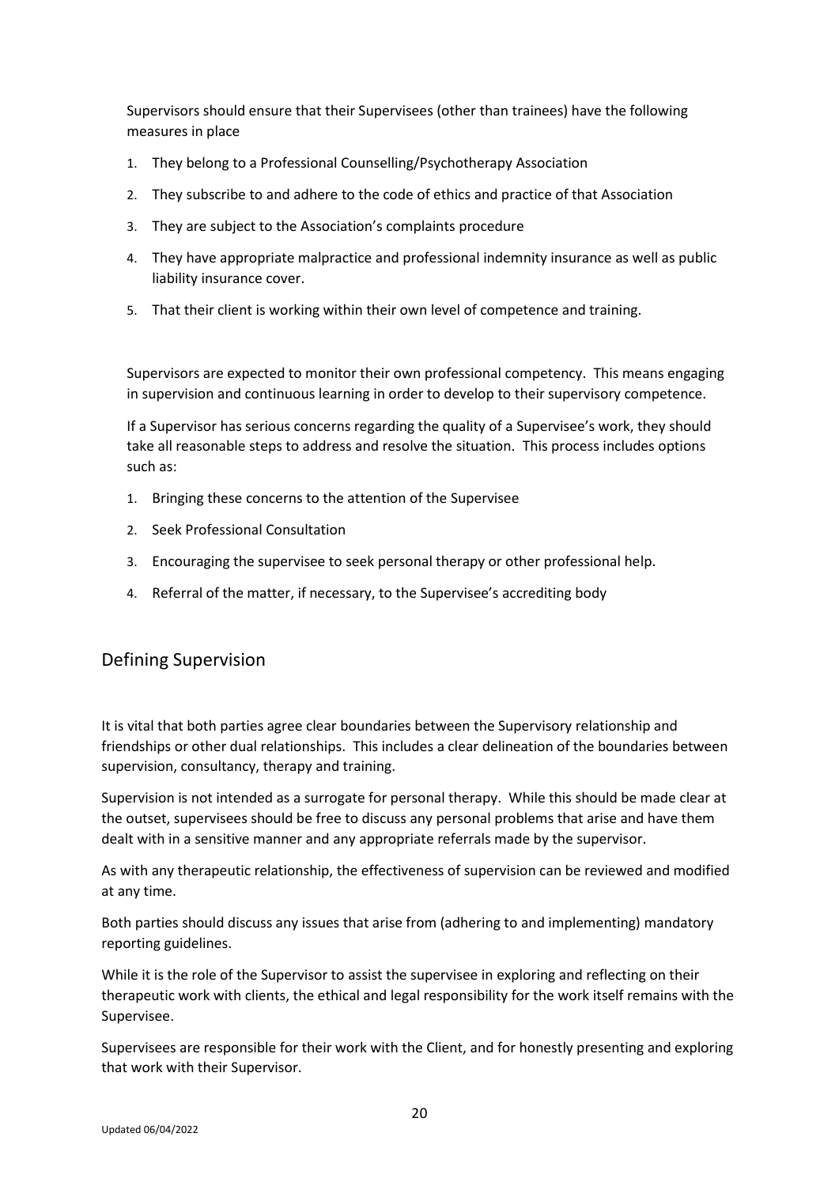Supervisors should ensure that their Supervisees (other than trainees) have the following measures in place

1. They belong to a Professional Counselling/Psychotherapy Association
2. They subscribe to and adhere to the code of ethics and practice of that Association
3. They are subject to the Association's complaints procedure
4. They have appropriate malpractice and professional indemnity insurance as well as public liability insurance cover.
5. That their client is working within their own level of competence and training.

Supervisors are expected to monitor their own professional competency. This means engaging in supervision and continuous learning in order to develop to their supervisory competence.

If a Supervisor has serious concerns regarding the quality of a Supervisee's work, they should take all reasonable steps to address and resolve the situation. This process includes options such as:

1. Bringing these concerns to the attention of the Supervisee
2. Seek Professional Consultation
3. Encouraging the supervisee to seek personal therapy or other professional help.
4. Referral of the matter, if necessary, to the Supervisee's accrediting body

## Defining Supervision

It is vital that both parties agree clear boundaries between the Supervisory relationship and friendships or other dual relationships. This includes a clear delineation of the boundaries between supervision, consultancy, therapy and training.

Supervision is not intended as a surrogate for personal therapy. While this should be made clear at the outset, supervisees should be free to discuss any personal problems that arise and have them dealt with in a sensitive manner and any appropriate referrals made by the supervisor.

As with any therapeutic relationship, the effectiveness of supervision can be reviewed and modified at any time.

Both parties should discuss any issues that arise from (adhering to and implementing) mandatory reporting guidelines.

While it is the role of the Supervisor to assist the supervisee in exploring and reflecting on their therapeutic work with clients, the ethical and legal responsibility for the work itself remains with the Supervisee.

Supervisees are responsible for their work with the Client, and for honestly presenting and exploring that work with their Supervisor.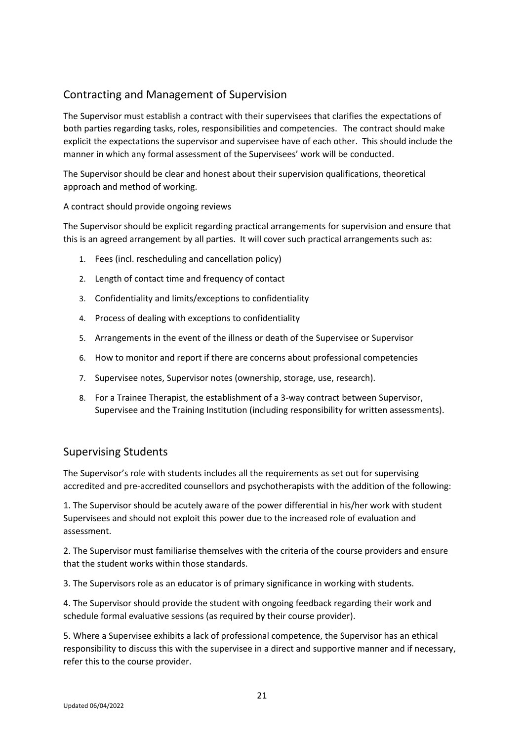## Contracting and Management of Supervision

The Supervisor must establish a contract with their supervisees that clarifies the expectations of both parties regarding tasks, roles, responsibilities and competencies. The contract should make explicit the expectations the supervisor and supervisee have of each other. This should include the manner in which any formal assessment of the Supervisees' work will be conducted.

The Supervisor should be clear and honest about their supervision qualifications, theoretical approach and method of working.

A contract should provide ongoing reviews

The Supervisor should be explicit regarding practical arrangements for supervision and ensure that this is an agreed arrangement by all parties. It will cover such practical arrangements such as:

1. Fees (incl. rescheduling and cancellation policy)
2. Length of contact time and frequency of contact
3. Confidentiality and limits/exceptions to confidentiality
4. Process of dealing with exceptions to confidentiality
5. Arrangements in the event of the illness or death of the Supervisee or Supervisor
6. How to monitor and report if there are concerns about professional competencies
7. Supervisee notes, Supervisor notes (ownership, storage, use, research).
8. For a Trainee Therapist, the establishment of a 3-way contract between Supervisor, Supervisee and the Training Institution (including responsibility for written assessments).

## Supervising Students

The Supervisor's role with students includes all the requirements as set out for supervising accredited and pre-accredited counsellors and psychotherapists with the addition of the following:

1. The Supervisor should be acutely aware of the power differential in his/her work with student Supervisees and should not exploit this power due to the increased role of evaluation and assessment.

2. The Supervisor must familiarise themselves with the criteria of the course providers and ensure that the student works within those standards.

3. The Supervisors role as an educator is of primary significance in working with students.

4. The Supervisor should provide the student with ongoing feedback regarding their work and schedule formal evaluative sessions (as required by their course provider).

5. Where a Supervisee exhibits a lack of professional competence, the Supervisor has an ethical responsibility to discuss this with the supervisee in a direct and supportive manner and if necessary, refer this to the course provider.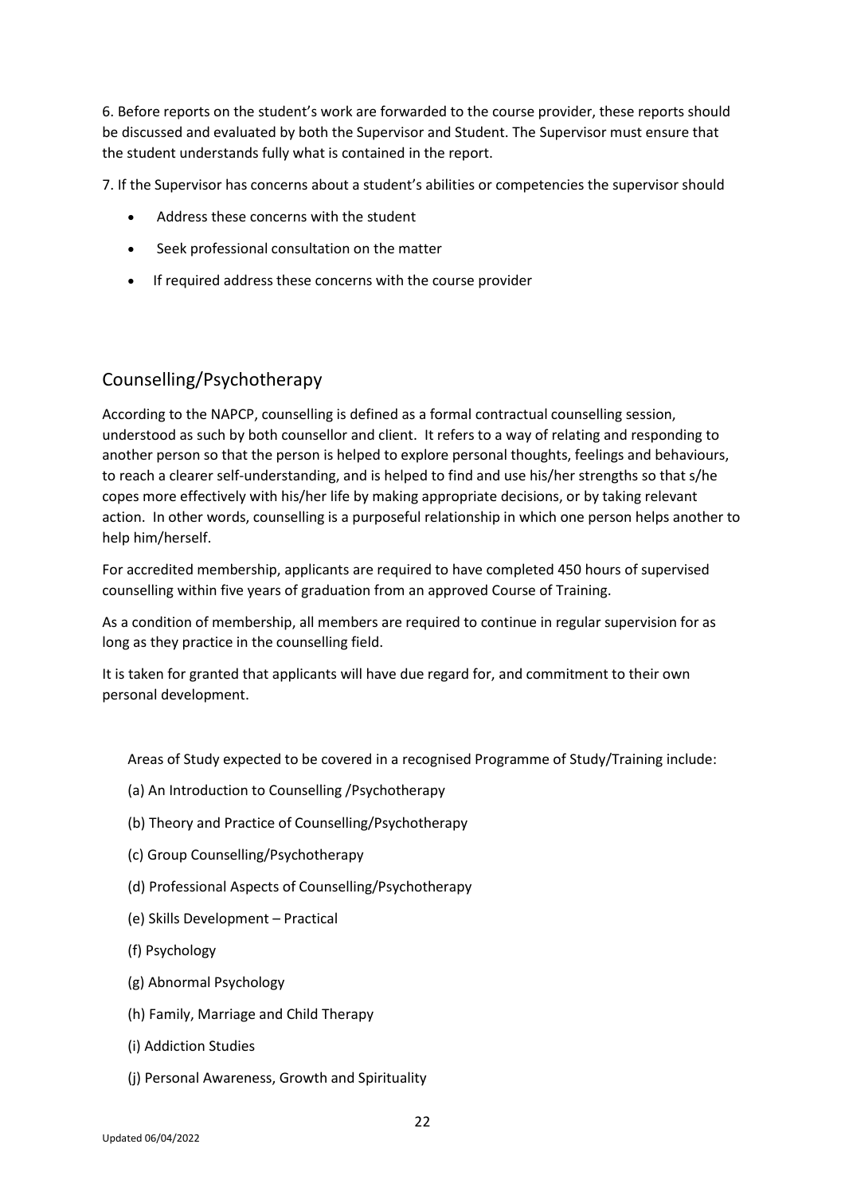6. Before reports on the student's work are forwarded to the course provider, these reports should be discussed and evaluated by both the Supervisor and Student. The Supervisor must ensure that the student understands fully what is contained in the report.

7. If the Supervisor has concerns about a student's abilities or competencies the supervisor should

- Address these concerns with the student
- Seek professional consultation on the matter
- If required address these concerns with the course provider

## Counselling/Psychotherapy

According to the NAPCP, counselling is defined as a formal contractual counselling session, understood as such by both counsellor and client. It refers to a way of relating and responding to another person so that the person is helped to explore personal thoughts, feelings and behaviours, to reach a clearer self-understanding, and is helped to find and use his/her strengths so that s/he copes more effectively with his/her life by making appropriate decisions, or by taking relevant action. In other words, counselling is a purposeful relationship in which one person helps another to help him/herself.

For accredited membership, applicants are required to have completed 450 hours of supervised counselling within five years of graduation from an approved Course of Training.

As a condition of membership, all members are required to continue in regular supervision for as long as they practice in the counselling field.

It is taken for granted that applicants will have due regard for, and commitment to their own personal development.

Areas of Study expected to be covered in a recognised Programme of Study/Training include:

(a) An Introduction to Counselling /Psychotherapy

(b) Theory and Practice of Counselling/Psychotherapy

(c) Group Counselling/Psychotherapy

(d) Professional Aspects of Counselling/Psychotherapy

(e) Skills Development – Practical

(f) Psychology

(g) Abnormal Psychology

(h) Family, Marriage and Child Therapy

(i) Addiction Studies

(j) Personal Awareness, Growth and Spirituality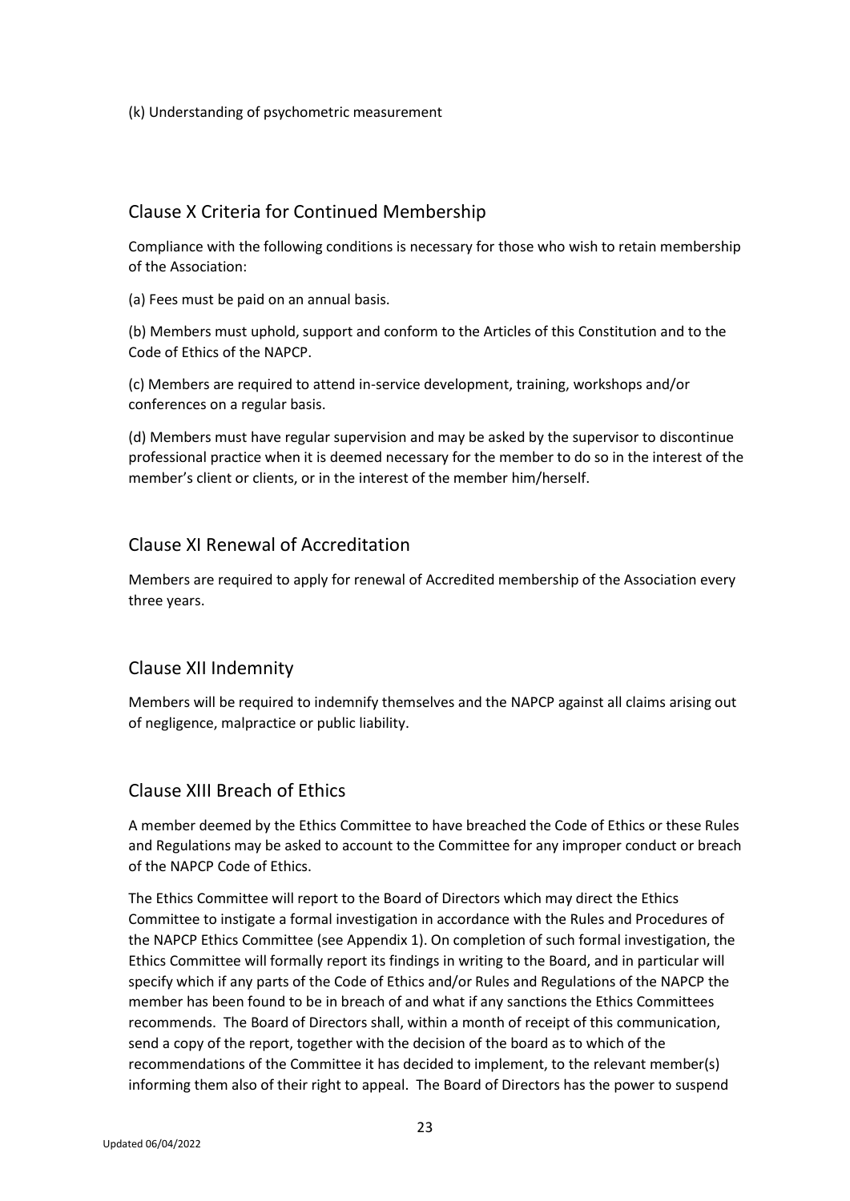(k) Understanding of psychometric measurement

## Clause X Criteria for Continued Membership

Compliance with the following conditions is necessary for those who wish to retain membership of the Association:

(a) Fees must be paid on an annual basis.

(b) Members must uphold, support and conform to the Articles of this Constitution and to the Code of Ethics of the NAPCP.

(c) Members are required to attend in-service development, training, workshops and/or conferences on a regular basis.

(d) Members must have regular supervision and may be asked by the supervisor to discontinue professional practice when it is deemed necessary for the member to do so in the interest of the member's client or clients, or in the interest of the member him/herself.

## Clause XI Renewal of Accreditation

Members are required to apply for renewal of Accredited membership of the Association every three years.

## Clause XII Indemnity

Members will be required to indemnify themselves and the NAPCP against all claims arising out of negligence, malpractice or public liability.

## Clause XIII Breach of Ethics

A member deemed by the Ethics Committee to have breached the Code of Ethics or these Rules and Regulations may be asked to account to the Committee for any improper conduct or breach of the NAPCP Code of Ethics.

The Ethics Committee will report to the Board of Directors which may direct the Ethics Committee to instigate a formal investigation in accordance with the Rules and Procedures of the NAPCP Ethics Committee (see Appendix 1). On completion of such formal investigation, the Ethics Committee will formally report its findings in writing to the Board, and in particular will specify which if any parts of the Code of Ethics and/or Rules and Regulations of the NAPCP the member has been found to be in breach of and what if any sanctions the Ethics Committees recommends. The Board of Directors shall, within a month of receipt of this communication, send a copy of the report, together with the decision of the board as to which of the recommendations of the Committee it has decided to implement, to the relevant member(s) informing them also of their right to appeal. The Board of Directors has the power to suspend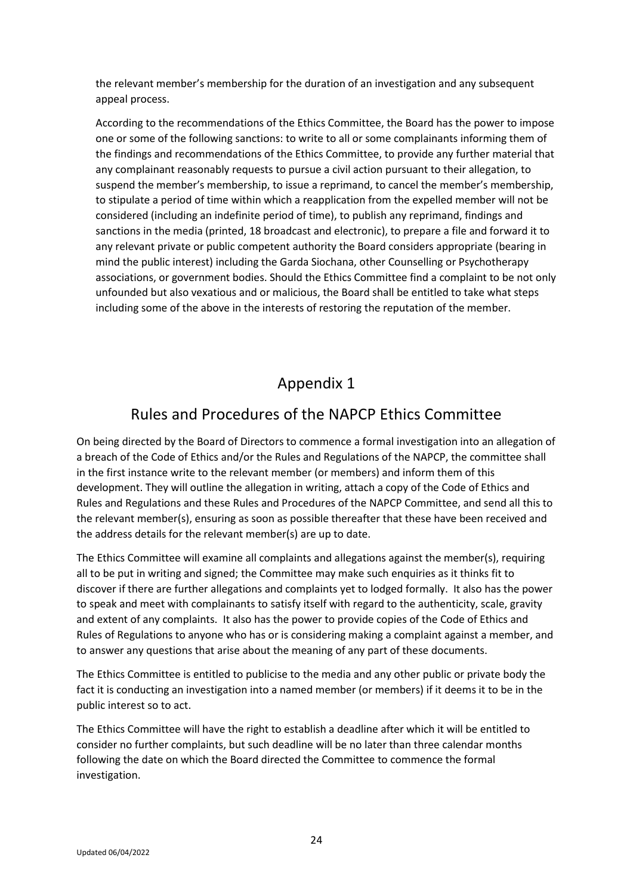the relevant member's membership for the duration of an investigation and any subsequent appeal process.

According to the recommendations of the Ethics Committee, the Board has the power to impose one or some of the following sanctions: to write to all or some complainants informing them of the findings and recommendations of the Ethics Committee, to provide any further material that any complainant reasonably requests to pursue a civil action pursuant to their allegation, to suspend the member's membership, to issue a reprimand, to cancel the member's membership, to stipulate a period of time within which a reapplication from the expelled member will not be considered (including an indefinite period of time), to publish any reprimand, findings and sanctions in the media (printed, 18 broadcast and electronic), to prepare a file and forward it to any relevant private or public competent authority the Board considers appropriate (bearing in mind the public interest) including the Garda Siochana, other Counselling or Psychotherapy associations, or government bodies. Should the Ethics Committee find a complaint to be not only unfounded but also vexatious and or malicious, the Board shall be entitled to take what steps including some of the above in the interests of restoring the reputation of the member.

# Appendix 1

## Rules and Procedures of the NAPCP Ethics Committee

On being directed by the Board of Directors to commence a formal investigation into an allegation of a breach of the Code of Ethics and/or the Rules and Regulations of the NAPCP, the committee shall in the first instance write to the relevant member (or members) and inform them of this development. They will outline the allegation in writing, attach a copy of the Code of Ethics and Rules and Regulations and these Rules and Procedures of the NAPCP Committee, and send all this to the relevant member(s), ensuring as soon as possible thereafter that these have been received and the address details for the relevant member(s) are up to date.

The Ethics Committee will examine all complaints and allegations against the member(s), requiring all to be put in writing and signed; the Committee may make such enquiries as it thinks fit to discover if there are further allegations and complaints yet to lodged formally. It also has the power to speak and meet with complainants to satisfy itself with regard to the authenticity, scale, gravity and extent of any complaints. It also has the power to provide copies of the Code of Ethics and Rules of Regulations to anyone who has or is considering making a complaint against a member, and to answer any questions that arise about the meaning of any part of these documents.

The Ethics Committee is entitled to publicise to the media and any other public or private body the fact it is conducting an investigation into a named member (or members) if it deems it to be in the public interest so to act.

The Ethics Committee will have the right to establish a deadline after which it will be entitled to consider no further complaints, but such deadline will be no later than three calendar months following the date on which the Board directed the Committee to commence the formal investigation.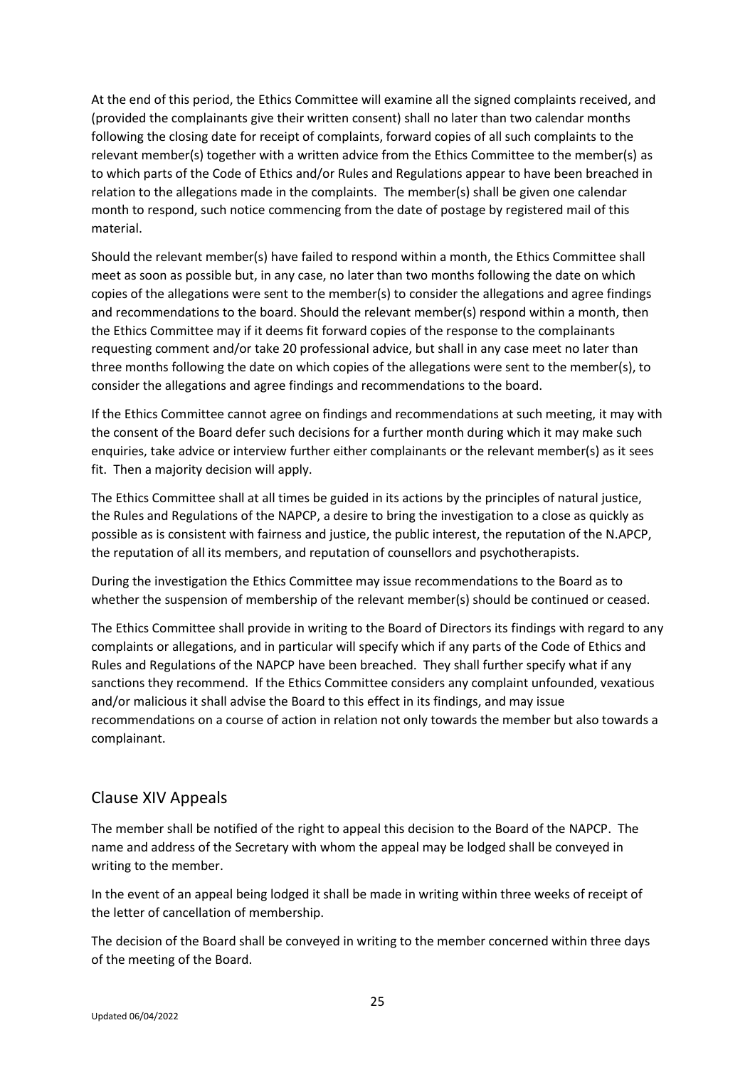At the end of this period, the Ethics Committee will examine all the signed complaints received, and (provided the complainants give their written consent) shall no later than two calendar months following the closing date for receipt of complaints, forward copies of all such complaints to the relevant member(s) together with a written advice from the Ethics Committee to the member(s) as to which parts of the Code of Ethics and/or Rules and Regulations appear to have been breached in relation to the allegations made in the complaints. The member(s) shall be given one calendar month to respond, such notice commencing from the date of postage by registered mail of this material.

Should the relevant member(s) have failed to respond within a month, the Ethics Committee shall meet as soon as possible but, in any case, no later than two months following the date on which copies of the allegations were sent to the member(s) to consider the allegations and agree findings and recommendations to the board. Should the relevant member(s) respond within a month, then the Ethics Committee may if it deems fit forward copies of the response to the complainants requesting comment and/or take 20 professional advice, but shall in any case meet no later than three months following the date on which copies of the allegations were sent to the member(s), to consider the allegations and agree findings and recommendations to the board.

If the Ethics Committee cannot agree on findings and recommendations at such meeting, it may with the consent of the Board defer such decisions for a further month during which it may make such enquiries, take advice or interview further either complainants or the relevant member(s) as it sees fit. Then a majority decision will apply.

The Ethics Committee shall at all times be guided in its actions by the principles of natural justice, the Rules and Regulations of the NAPCP, a desire to bring the investigation to a close as quickly as possible as is consistent with fairness and justice, the public interest, the reputation of the N.APCP, the reputation of all its members, and reputation of counsellors and psychotherapists.

During the investigation the Ethics Committee may issue recommendations to the Board as to whether the suspension of membership of the relevant member(s) should be continued or ceased.

The Ethics Committee shall provide in writing to the Board of Directors its findings with regard to any complaints or allegations, and in particular will specify which if any parts of the Code of Ethics and Rules and Regulations of the NAPCP have been breached. They shall further specify what if any sanctions they recommend. If the Ethics Committee considers any complaint unfounded, vexatious and/or malicious it shall advise the Board to this effect in its findings, and may issue recommendations on a course of action in relation not only towards the member but also towards a complainant.

## Clause XIV Appeals

The member shall be notified of the right to appeal this decision to the Board of the NAPCP. The name and address of the Secretary with whom the appeal may be lodged shall be conveyed in writing to the member.

In the event of an appeal being lodged it shall be made in writing within three weeks of receipt of the letter of cancellation of membership.

The decision of the Board shall be conveyed in writing to the member concerned within three days of the meeting of the Board.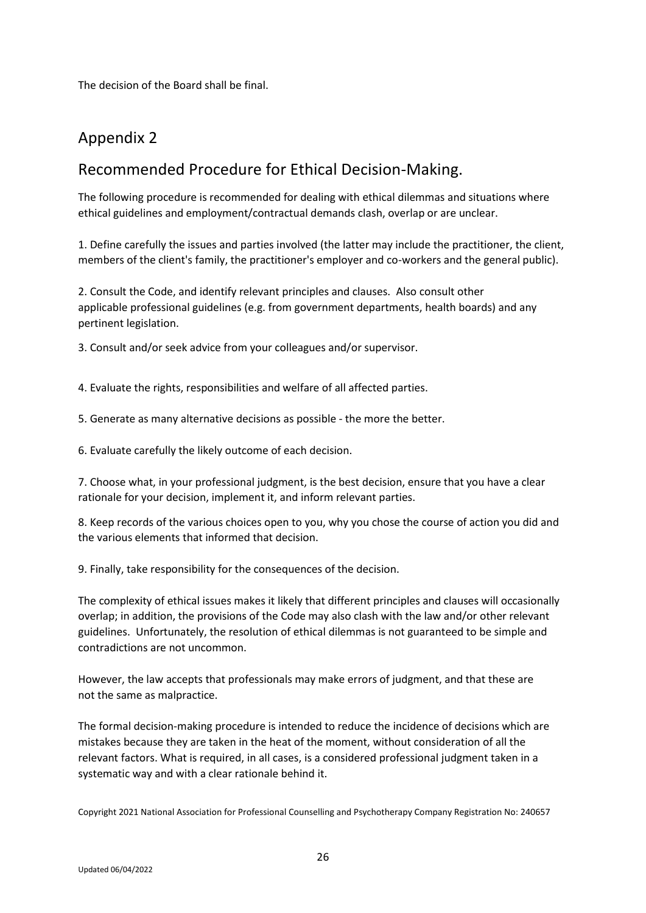The decision of the Board shall be final.

# Appendix 2

## Recommended Procedure for Ethical Decision-Making.

The following procedure is recommended for dealing with ethical dilemmas and situations where ethical guidelines and employment/contractual demands clash, overlap or are unclear.

1. Define carefully the issues and parties involved (the latter may include the practitioner, the client, members of the client's family, the practitioner's employer and co-workers and the general public).

2. Consult the Code, and identify relevant principles and clauses. Also consult other applicable professional guidelines (e.g. from government departments, health boards) and any pertinent legislation.

3. Consult and/or seek advice from your colleagues and/or supervisor.

4. Evaluate the rights, responsibilities and welfare of all affected parties.

5. Generate as many alternative decisions as possible - the more the better.

6. Evaluate carefully the likely outcome of each decision.

7. Choose what, in your professional judgment, is the best decision, ensure that you have a clear rationale for your decision, implement it, and inform relevant parties.

8. Keep records of the various choices open to you, why you chose the course of action you did and the various elements that informed that decision.

9. Finally, take responsibility for the consequences of the decision.

The complexity of ethical issues makes it likely that different principles and clauses will occasionally overlap; in addition, the provisions of the Code may also clash with the law and/or other relevant guidelines. Unfortunately, the resolution of ethical dilemmas is not guaranteed to be simple and contradictions are not uncommon.

However, the law accepts that professionals may make errors of judgment, and that these are not the same as malpractice.

The formal decision-making procedure is intended to reduce the incidence of decisions which are mistakes because they are taken in the heat of the moment, without consideration of all the relevant factors. What is required, in all cases, is a considered professional judgment taken in a systematic way and with a clear rationale behind it.